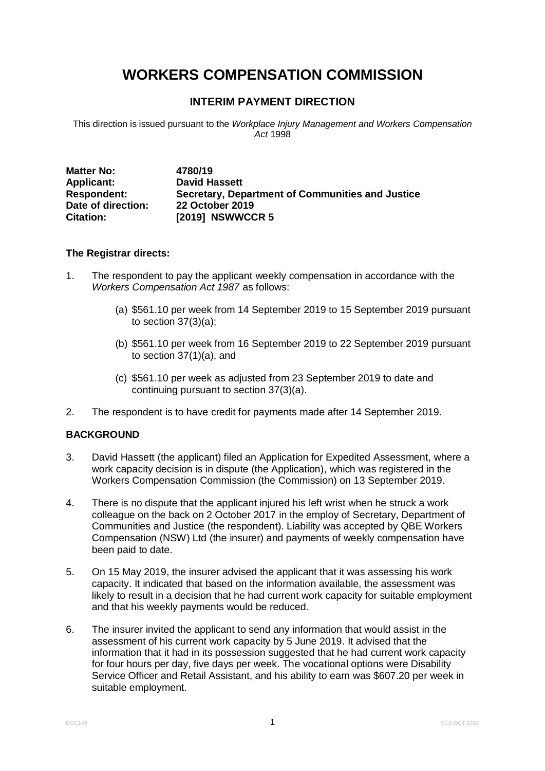# WORKERS COMPENSATION COMMISSION

## INTERIM PAYMENT DIRECTION

This direction is issued pursuant to the *Workplace Injury Management and Workers Compensation Act* 1998

**Matter No:** **4780/19**
**Applicant:** **David Hassett**
**Respondent:** **Secretary, Department of Communities and Justice**
**Date of direction:** **22 October 2019**
**Citation:** **[2019] NSWWCCR 5**

**The Registrar directs:**

1. The respondent to pay the applicant weekly compensation in accordance with the *Workers Compensation Act 1987* as follows:

   (a) $561.10 per week from 14 September 2019 to 15 September 2019 pursuant to section 37(3)(a);

   (b) $561.10 per week from 16 September 2019 to 22 September 2019 pursuant to section 37(1)(a), and

   (c) $561.10 per week as adjusted from 23 September 2019 to date and continuing pursuant to section 37(3)(a).

2. The respondent is to have credit for payments made after 14 September 2019.

**BACKGROUND**

3. David Hassett (the applicant) filed an Application for Expedited Assessment, where a work capacity decision is in dispute (the Application), which was registered in the Workers Compensation Commission (the Commission) on 13 September 2019.

4. There is no dispute that the applicant injured his left wrist when he struck a work colleague on the back on 2 October 2017 in the employ of Secretary, Department of Communities and Justice (the respondent). Liability was accepted by QBE Workers Compensation (NSW) Ltd (the insurer) and payments of weekly compensation have been paid to date.

5. On 15 May 2019, the insurer advised the applicant that it was assessing his work capacity. It indicated that based on the information available, the assessment was likely to result in a decision that he had current work capacity for suitable employment and that his weekly payments would be reduced.

6. The insurer invited the applicant to send any information that would assist in the assessment of his current work capacity by 5 June 2019. It advised that the information that it had in its possession suggested that he had current work capacity for four hours per day, five days per week. The vocational options were Disability Service Officer and Retail Assistant, and his ability to earn was $607.20 per week in suitable employment.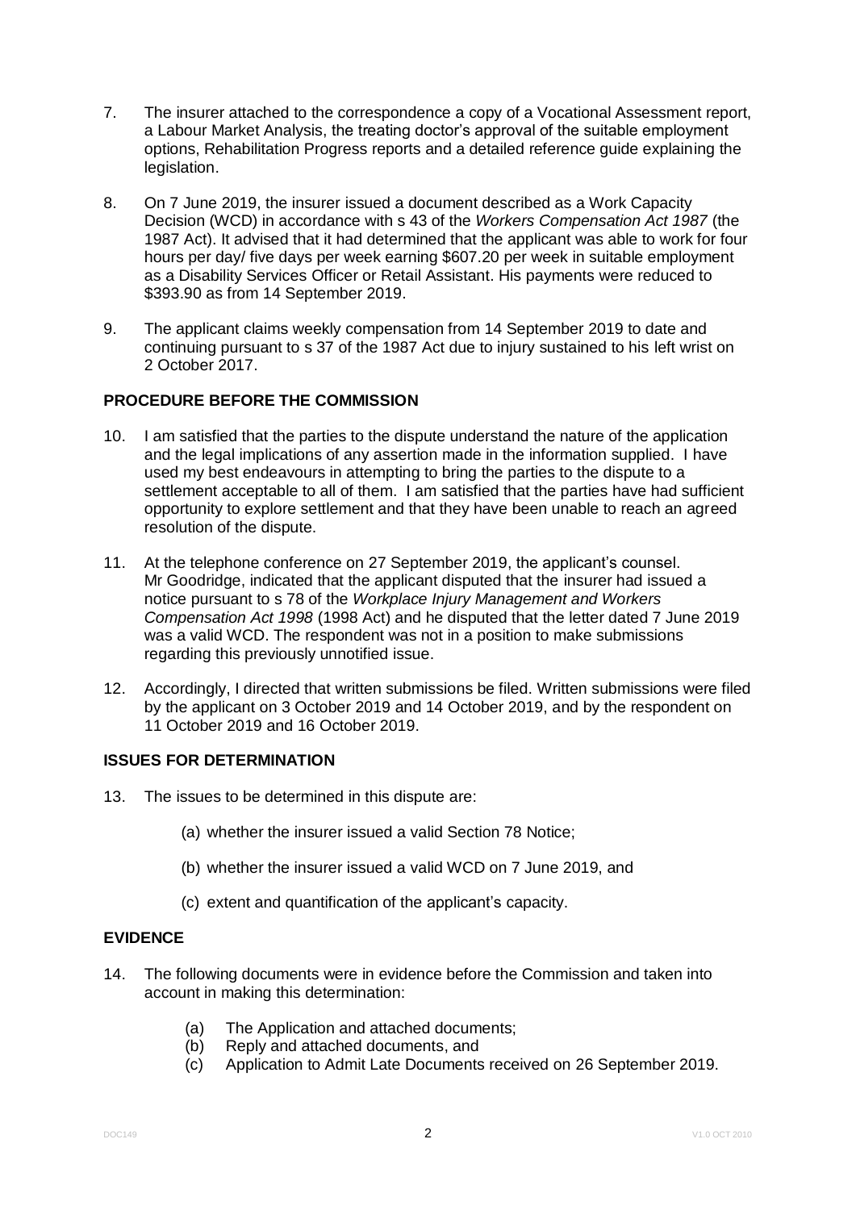7. The insurer attached to the correspondence a copy of a Vocational Assessment report, a Labour Market Analysis, the treating doctor's approval of the suitable employment options, Rehabilitation Progress reports and a detailed reference guide explaining the legislation.

8. On 7 June 2019, the insurer issued a document described as a Work Capacity Decision (WCD) in accordance with s 43 of the *Workers Compensation Act 1987* (the 1987 Act). It advised that it had determined that the applicant was able to work for four hours per day/ five days per week earning $607.20 per week in suitable employment as a Disability Services Officer or Retail Assistant. His payments were reduced to $393.90 as from 14 September 2019.

9. The applicant claims weekly compensation from 14 September 2019 to date and continuing pursuant to s 37 of the 1987 Act due to injury sustained to his left wrist on 2 October 2017.

## PROCEDURE BEFORE THE COMMISSION

10. I am satisfied that the parties to the dispute understand the nature of the application and the legal implications of any assertion made in the information supplied. I have used my best endeavours in attempting to bring the parties to the dispute to a settlement acceptable to all of them. I am satisfied that the parties have had sufficient opportunity to explore settlement and that they have been unable to reach an agreed resolution of the dispute.

11. At the telephone conference on 27 September 2019, the applicant's counsel. Mr Goodridge, indicated that the applicant disputed that the insurer had issued a notice pursuant to s 78 of the *Workplace Injury Management and Workers Compensation Act 1998* (1998 Act) and he disputed that the letter dated 7 June 2019 was a valid WCD. The respondent was not in a position to make submissions regarding this previously unnotified issue.

12. Accordingly, I directed that written submissions be filed. Written submissions were filed by the applicant on 3 October 2019 and 14 October 2019, and by the respondent on 11 October 2019 and 16 October 2019.

## ISSUES FOR DETERMINATION

13. The issues to be determined in this dispute are:

    (a) whether the insurer issued a valid Section 78 Notice;

    (b) whether the insurer issued a valid WCD on 7 June 2019, and

    (c) extent and quantification of the applicant's capacity.

## EVIDENCE

14. The following documents were in evidence before the Commission and taken into account in making this determination:

    (a) The Application and attached documents;
    (b) Reply and attached documents, and
    (c) Application to Admit Late Documents received on 26 September 2019.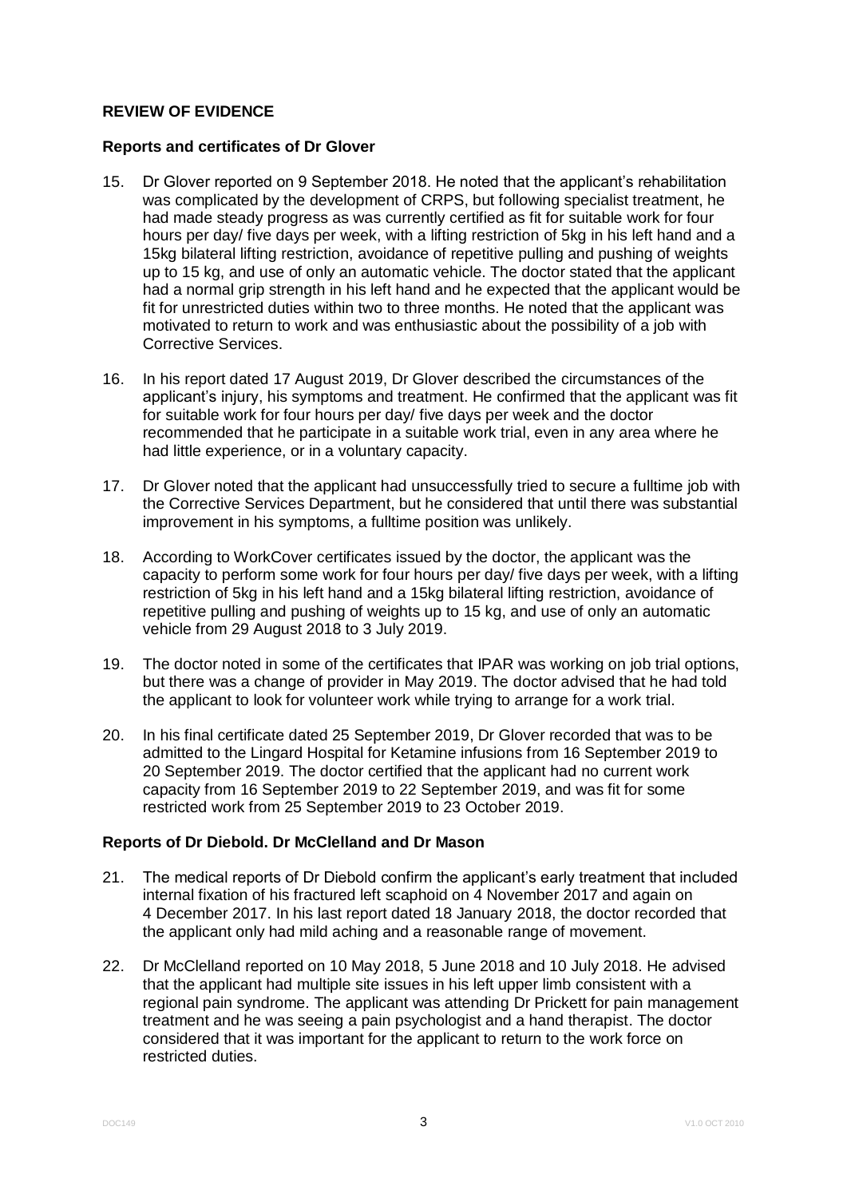**REVIEW OF EVIDENCE**

**Reports and certificates of Dr Glover**

15. Dr Glover reported on 9 September 2018. He noted that the applicant's rehabilitation was complicated by the development of CRPS, but following specialist treatment, he had made steady progress as was currently certified as fit for suitable work for four hours per day/ five days per week, with a lifting restriction of 5kg in his left hand and a 15kg bilateral lifting restriction, avoidance of repetitive pulling and pushing of weights up to 15 kg, and use of only an automatic vehicle. The doctor stated that the applicant had a normal grip strength in his left hand and he expected that the applicant would be fit for unrestricted duties within two to three months. He noted that the applicant was motivated to return to work and was enthusiastic about the possibility of a job with Corrective Services.

16. In his report dated 17 August 2019, Dr Glover described the circumstances of the applicant's injury, his symptoms and treatment. He confirmed that the applicant was fit for suitable work for four hours per day/ five days per week and the doctor recommended that he participate in a suitable work trial, even in any area where he had little experience, or in a voluntary capacity.

17. Dr Glover noted that the applicant had unsuccessfully tried to secure a fulltime job with the Corrective Services Department, but he considered that until there was substantial improvement in his symptoms, a fulltime position was unlikely.

18. According to WorkCover certificates issued by the doctor, the applicant was the capacity to perform some work for four hours per day/ five days per week, with a lifting restriction of 5kg in his left hand and a 15kg bilateral lifting restriction, avoidance of repetitive pulling and pushing of weights up to 15 kg, and use of only an automatic vehicle from 29 August 2018 to 3 July 2019.

19. The doctor noted in some of the certificates that IPAR was working on job trial options, but there was a change of provider in May 2019. The doctor advised that he had told the applicant to look for volunteer work while trying to arrange for a work trial.

20. In his final certificate dated 25 September 2019, Dr Glover recorded that was to be admitted to the Lingard Hospital for Ketamine infusions from 16 September 2019 to 20 September 2019. The doctor certified that the applicant had no current work capacity from 16 September 2019 to 22 September 2019, and was fit for some restricted work from 25 September 2019 to 23 October 2019.

**Reports of Dr Diebold. Dr McClelland and Dr Mason**

21. The medical reports of Dr Diebold confirm the applicant's early treatment that included internal fixation of his fractured left scaphoid on 4 November 2017 and again on 4 December 2017. In his last report dated 18 January 2018, the doctor recorded that the applicant only had mild aching and a reasonable range of movement.

22. Dr McClelland reported on 10 May 2018, 5 June 2018 and 10 July 2018. He advised that the applicant had multiple site issues in his left upper limb consistent with a regional pain syndrome. The applicant was attending Dr Prickett for pain management treatment and he was seeing a pain psychologist and a hand therapist. The doctor considered that it was important for the applicant to return to the work force on restricted duties.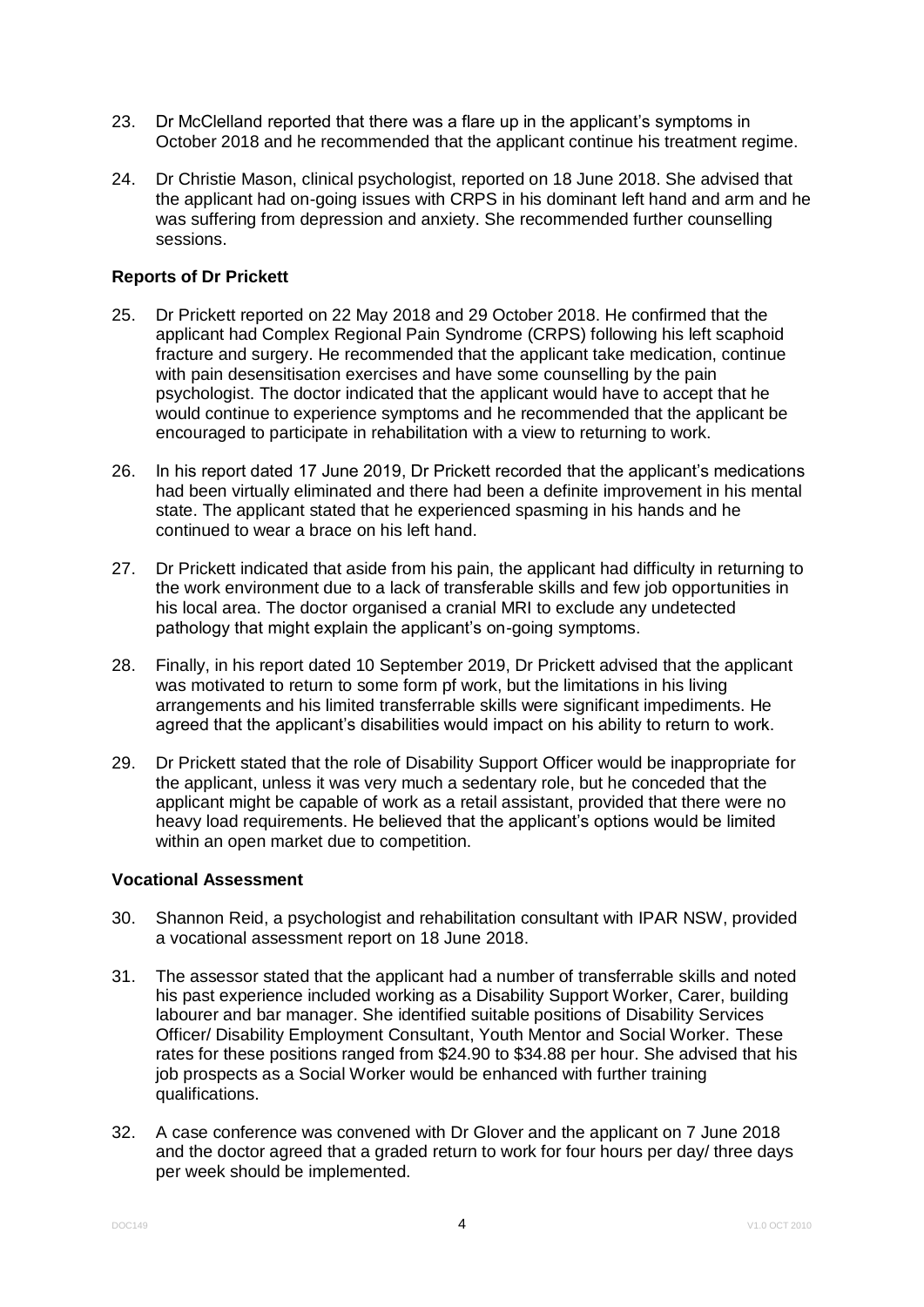23. Dr McClelland reported that there was a flare up in the applicant's symptoms in October 2018 and he recommended that the applicant continue his treatment regime.

24. Dr Christie Mason, clinical psychologist, reported on 18 June 2018. She advised that the applicant had on-going issues with CRPS in his dominant left hand and arm and he was suffering from depression and anxiety. She recommended further counselling sessions.

**Reports of Dr Prickett**

25. Dr Prickett reported on 22 May 2018 and 29 October 2018. He confirmed that the applicant had Complex Regional Pain Syndrome (CRPS) following his left scaphoid fracture and surgery. He recommended that the applicant take medication, continue with pain desensitisation exercises and have some counselling by the pain psychologist. The doctor indicated that the applicant would have to accept that he would continue to experience symptoms and he recommended that the applicant be encouraged to participate in rehabilitation with a view to returning to work.

26. In his report dated 17 June 2019, Dr Prickett recorded that the applicant's medications had been virtually eliminated and there had been a definite improvement in his mental state. The applicant stated that he experienced spasming in his hands and he continued to wear a brace on his left hand.

27. Dr Prickett indicated that aside from his pain, the applicant had difficulty in returning to the work environment due to a lack of transferable skills and few job opportunities in his local area. The doctor organised a cranial MRI to exclude any undetected pathology that might explain the applicant's on-going symptoms.

28. Finally, in his report dated 10 September 2019, Dr Prickett advised that the applicant was motivated to return to some form pf work, but the limitations in his living arrangements and his limited transferrable skills were significant impediments. He agreed that the applicant's disabilities would impact on his ability to return to work.

29. Dr Prickett stated that the role of Disability Support Officer would be inappropriate for the applicant, unless it was very much a sedentary role, but he conceded that the applicant might be capable of work as a retail assistant, provided that there were no heavy load requirements. He believed that the applicant's options would be limited within an open market due to competition.

**Vocational Assessment**

30. Shannon Reid, a psychologist and rehabilitation consultant with IPAR NSW, provided a vocational assessment report on 18 June 2018.

31. The assessor stated that the applicant had a number of transferrable skills and noted his past experience included working as a Disability Support Worker, Carer, building labourer and bar manager. She identified suitable positions of Disability Services Officer/ Disability Employment Consultant, Youth Mentor and Social Worker. These rates for these positions ranged from $24.90 to $34.88 per hour. She advised that his job prospects as a Social Worker would be enhanced with further training qualifications.

32. A case conference was convened with Dr Glover and the applicant on 7 June 2018 and the doctor agreed that a graded return to work for four hours per day/ three days per week should be implemented.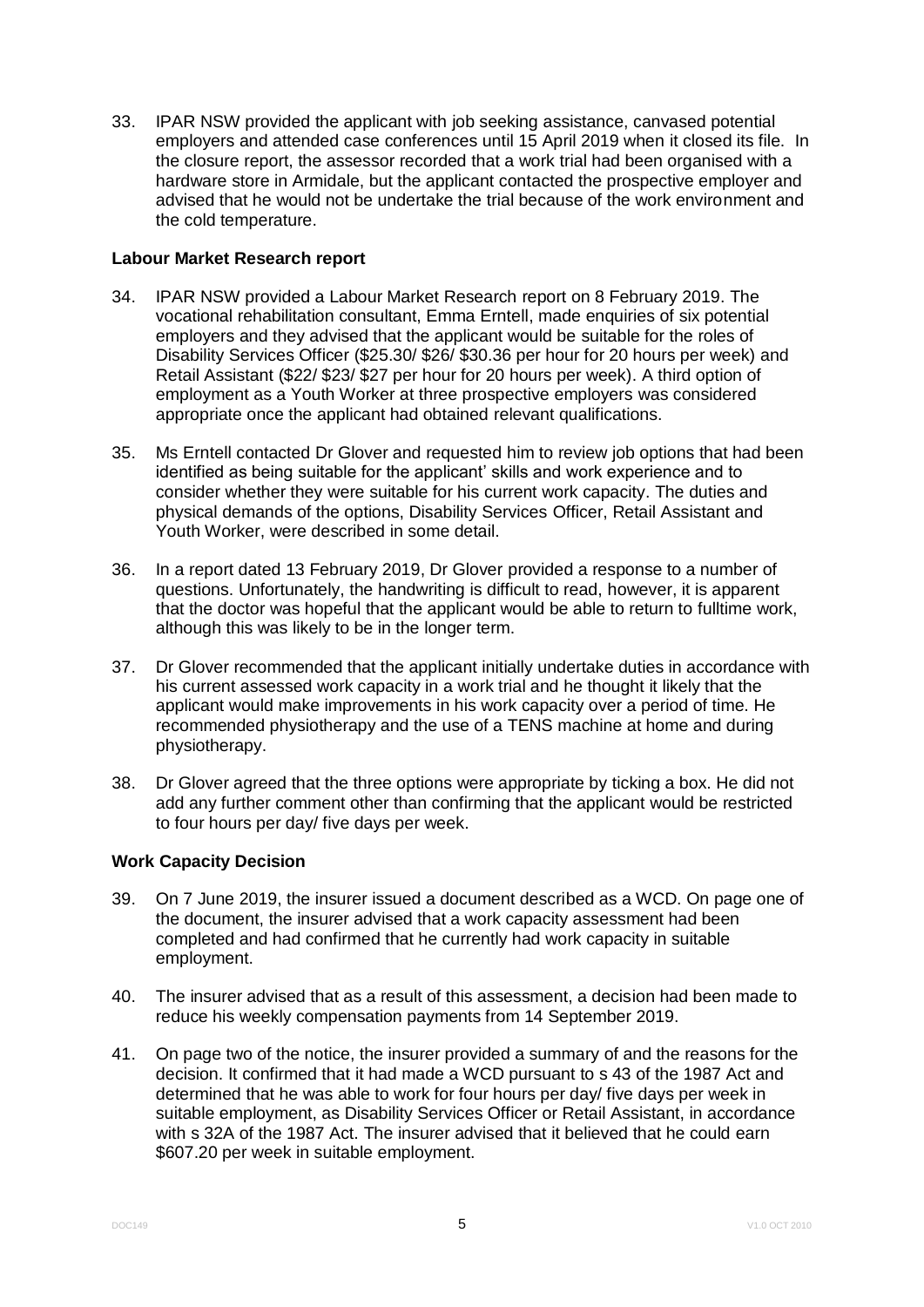33. IPAR NSW provided the applicant with job seeking assistance, canvased potential employers and attended case conferences until 15 April 2019 when it closed its file. In the closure report, the assessor recorded that a work trial had been organised with a hardware store in Armidale, but the applicant contacted the prospective employer and advised that he would not be undertake the trial because of the work environment and the cold temperature.

**Labour Market Research report**

34. IPAR NSW provided a Labour Market Research report on 8 February 2019. The vocational rehabilitation consultant, Emma Erntell, made enquiries of six potential employers and they advised that the applicant would be suitable for the roles of Disability Services Officer ($25.30/ $26/ $30.36 per hour for 20 hours per week) and Retail Assistant ($22/ $23/ $27 per hour for 20 hours per week). A third option of employment as a Youth Worker at three prospective employers was considered appropriate once the applicant had obtained relevant qualifications.

35. Ms Erntell contacted Dr Glover and requested him to review job options that had been identified as being suitable for the applicant' skills and work experience and to consider whether they were suitable for his current work capacity. The duties and physical demands of the options, Disability Services Officer, Retail Assistant and Youth Worker, were described in some detail.

36. In a report dated 13 February 2019, Dr Glover provided a response to a number of questions. Unfortunately, the handwriting is difficult to read, however, it is apparent that the doctor was hopeful that the applicant would be able to return to fulltime work, although this was likely to be in the longer term.

37. Dr Glover recommended that the applicant initially undertake duties in accordance with his current assessed work capacity in a work trial and he thought it likely that the applicant would make improvements in his work capacity over a period of time. He recommended physiotherapy and the use of a TENS machine at home and during physiotherapy.

38. Dr Glover agreed that the three options were appropriate by ticking a box. He did not add any further comment other than confirming that the applicant would be restricted to four hours per day/ five days per week.

**Work Capacity Decision**

39. On 7 June 2019, the insurer issued a document described as a WCD. On page one of the document, the insurer advised that a work capacity assessment had been completed and had confirmed that he currently had work capacity in suitable employment.

40. The insurer advised that as a result of this assessment, a decision had been made to reduce his weekly compensation payments from 14 September 2019.

41. On page two of the notice, the insurer provided a summary of and the reasons for the decision. It confirmed that it had made a WCD pursuant to s 43 of the 1987 Act and determined that he was able to work for four hours per day/ five days per week in suitable employment, as Disability Services Officer or Retail Assistant, in accordance with s 32A of the 1987 Act. The insurer advised that it believed that he could earn $607.20 per week in suitable employment.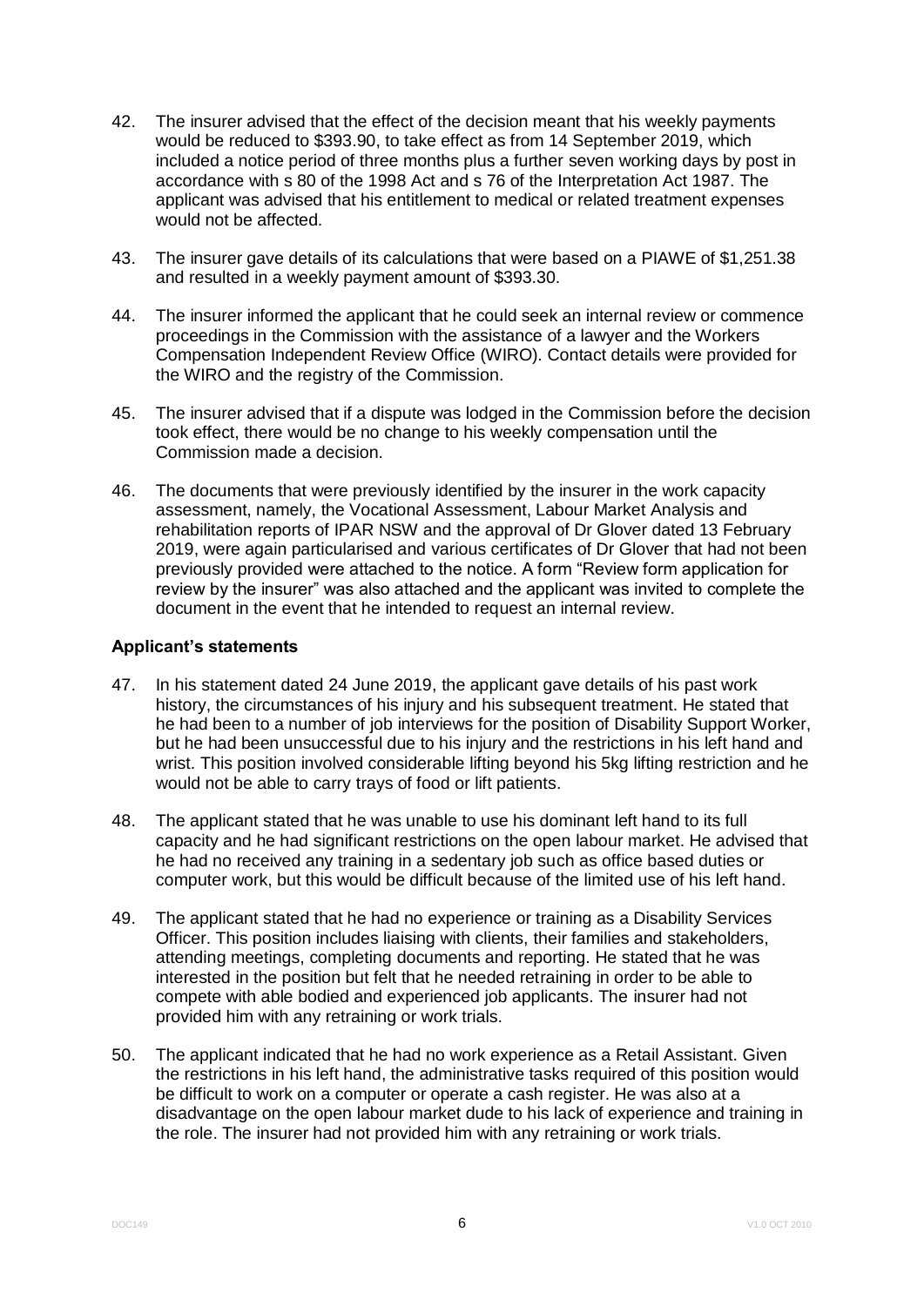42. The insurer advised that the effect of the decision meant that his weekly payments would be reduced to $393.90, to take effect as from 14 September 2019, which included a notice period of three months plus a further seven working days by post in accordance with s 80 of the 1998 Act and s 76 of the Interpretation Act 1987. The applicant was advised that his entitlement to medical or related treatment expenses would not be affected.

43. The insurer gave details of its calculations that were based on a PIAWE of $1,251.38 and resulted in a weekly payment amount of $393.30.

44. The insurer informed the applicant that he could seek an internal review or commence proceedings in the Commission with the assistance of a lawyer and the Workers Compensation Independent Review Office (WIRO). Contact details were provided for the WIRO and the registry of the Commission.

45. The insurer advised that if a dispute was lodged in the Commission before the decision took effect, there would be no change to his weekly compensation until the Commission made a decision.

46. The documents that were previously identified by the insurer in the work capacity assessment, namely, the Vocational Assessment, Labour Market Analysis and rehabilitation reports of IPAR NSW and the approval of Dr Glover dated 13 February 2019, were again particularised and various certificates of Dr Glover that had not been previously provided were attached to the notice. A form "Review form application for review by the insurer" was also attached and the applicant was invited to complete the document in the event that he intended to request an internal review.

### Applicant's statements

47. In his statement dated 24 June 2019, the applicant gave details of his past work history, the circumstances of his injury and his subsequent treatment. He stated that he had been to a number of job interviews for the position of Disability Support Worker, but he had been unsuccessful due to his injury and the restrictions in his left hand and wrist. This position involved considerable lifting beyond his 5kg lifting restriction and he would not be able to carry trays of food or lift patients.

48. The applicant stated that he was unable to use his dominant left hand to its full capacity and he had significant restrictions on the open labour market. He advised that he had no received any training in a sedentary job such as office based duties or computer work, but this would be difficult because of the limited use of his left hand.

49. The applicant stated that he had no experience or training as a Disability Services Officer. This position includes liaising with clients, their families and stakeholders, attending meetings, completing documents and reporting. He stated that he was interested in the position but felt that he needed retraining in order to be able to compete with able bodied and experienced job applicants. The insurer had not provided him with any retraining or work trials.

50. The applicant indicated that he had no work experience as a Retail Assistant. Given the restrictions in his left hand, the administrative tasks required of this position would be difficult to work on a computer or operate a cash register. He was also at a disadvantage on the open labour market dude to his lack of experience and training in the role. The insurer had not provided him with any retraining or work trials.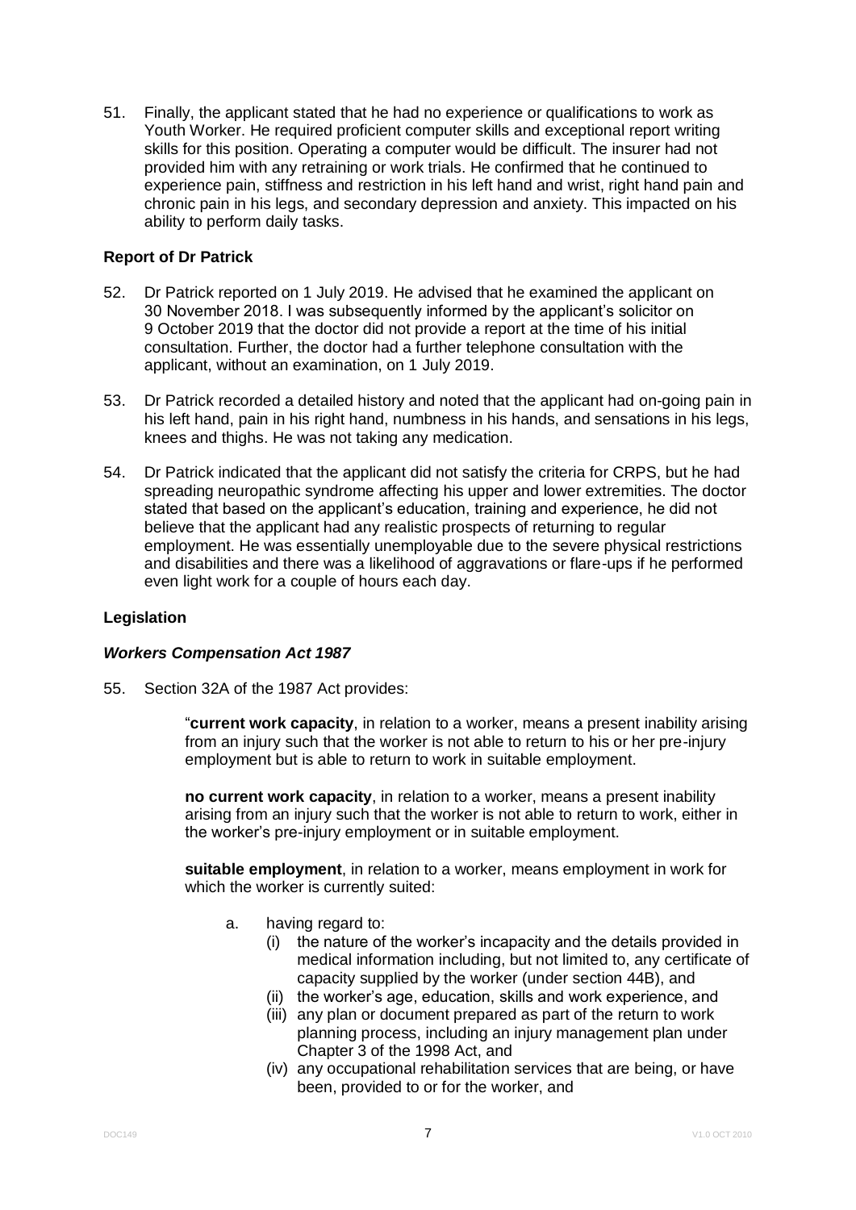51. Finally, the applicant stated that he had no experience or qualifications to work as Youth Worker. He required proficient computer skills and exceptional report writing skills for this position. Operating a computer would be difficult. The insurer had not provided him with any retraining or work trials. He confirmed that he continued to experience pain, stiffness and restriction in his left hand and wrist, right hand pain and chronic pain in his legs, and secondary depression and anxiety. This impacted on his ability to perform daily tasks.

### Report of Dr Patrick

52. Dr Patrick reported on 1 July 2019. He advised that he examined the applicant on 30 November 2018. I was subsequently informed by the applicant's solicitor on 9 October 2019 that the doctor did not provide a report at the time of his initial consultation. Further, the doctor had a further telephone consultation with the applicant, without an examination, on 1 July 2019.

53. Dr Patrick recorded a detailed history and noted that the applicant had on-going pain in his left hand, pain in his right hand, numbness in his hands, and sensations in his legs, knees and thighs. He was not taking any medication.

54. Dr Patrick indicated that the applicant did not satisfy the criteria for CRPS, but he had spreading neuropathic syndrome affecting his upper and lower extremities. The doctor stated that based on the applicant's education, training and experience, he did not believe that the applicant had any realistic prospects of returning to regular employment. He was essentially unemployable due to the severe physical restrictions and disabilities and there was a likelihood of aggravations or flare-ups if he performed even light work for a couple of hours each day.

### Legislation

#### *Workers Compensation Act 1987*

55. Section 32A of the 1987 Act provides:

> "**current work capacity**, in relation to a worker, means a present inability arising from an injury such that the worker is not able to return to his or her pre-injury employment but is able to return to work in suitable employment.
>
> **no current work capacity**, in relation to a worker, means a present inability arising from an injury such that the worker is not able to return to work, either in the worker's pre-injury employment or in suitable employment.
>
> **suitable employment**, in relation to a worker, means employment in work for which the worker is currently suited:
>
> a. having regard to:
>    (i) the nature of the worker's incapacity and the details provided in medical information including, but not limited to, any certificate of capacity supplied by the worker (under section 44B), and
>    (ii) the worker's age, education, skills and work experience, and
>    (iii) any plan or document prepared as part of the return to work planning process, including an injury management plan under Chapter 3 of the 1998 Act, and
>    (iv) any occupational rehabilitation services that are being, or have been, provided to or for the worker, and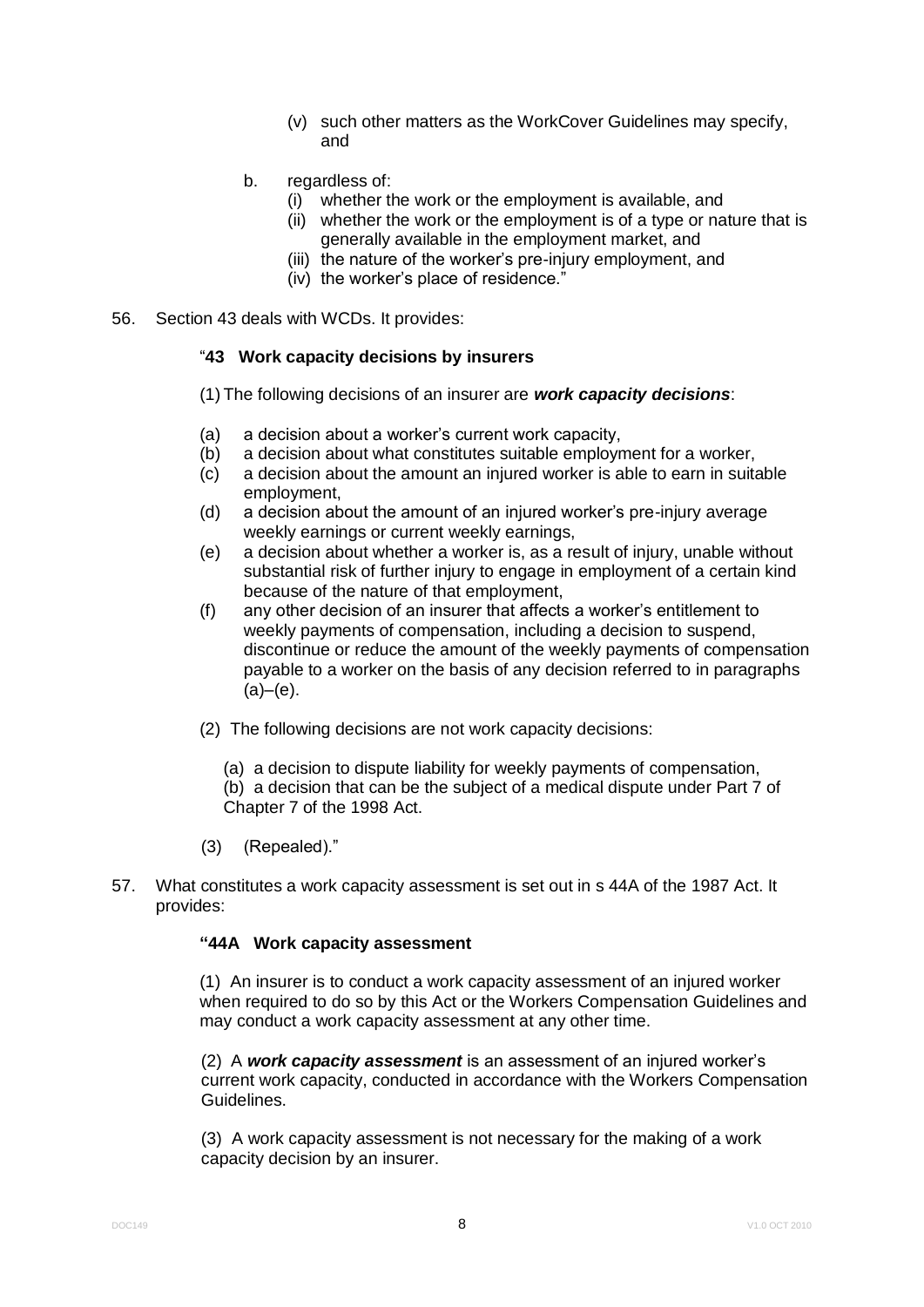(v) such other matters as the WorkCover Guidelines may specify, and

b. regardless of:
   (i) whether the work or the employment is available, and
   (ii) whether the work or the employment is of a type or nature that is generally available in the employment market, and
   (iii) the nature of the worker's pre-injury employment, and
   (iv) the worker's place of residence."

56. Section 43 deals with WCDs. It provides:

"**43 Work capacity decisions by insurers**

(1) The following decisions of an insurer are ***work capacity decisions***:

(a) a decision about a worker's current work capacity,
(b) a decision about what constitutes suitable employment for a worker,
(c) a decision about the amount an injured worker is able to earn in suitable employment,
(d) a decision about the amount of an injured worker's pre-injury average weekly earnings or current weekly earnings,
(e) a decision about whether a worker is, as a result of injury, unable without substantial risk of further injury to engage in employment of a certain kind because of the nature of that employment,
(f) any other decision of an insurer that affects a worker's entitlement to weekly payments of compensation, including a decision to suspend, discontinue or reduce the amount of the weekly payments of compensation payable to a worker on the basis of any decision referred to in paragraphs (a)–(e).

(2) The following decisions are not work capacity decisions:

(a) a decision to dispute liability for weekly payments of compensation,
(b) a decision that can be the subject of a medical dispute under Part 7 of Chapter 7 of the 1998 Act.

(3) (Repealed)."

57. What constitutes a work capacity assessment is set out in s 44A of the 1987 Act. It provides:

"**44A Work capacity assessment**

(1) An insurer is to conduct a work capacity assessment of an injured worker when required to do so by this Act or the Workers Compensation Guidelines and may conduct a work capacity assessment at any other time.

(2) A ***work capacity assessment*** is an assessment of an injured worker's current work capacity, conducted in accordance with the Workers Compensation Guidelines.

(3) A work capacity assessment is not necessary for the making of a work capacity decision by an insurer.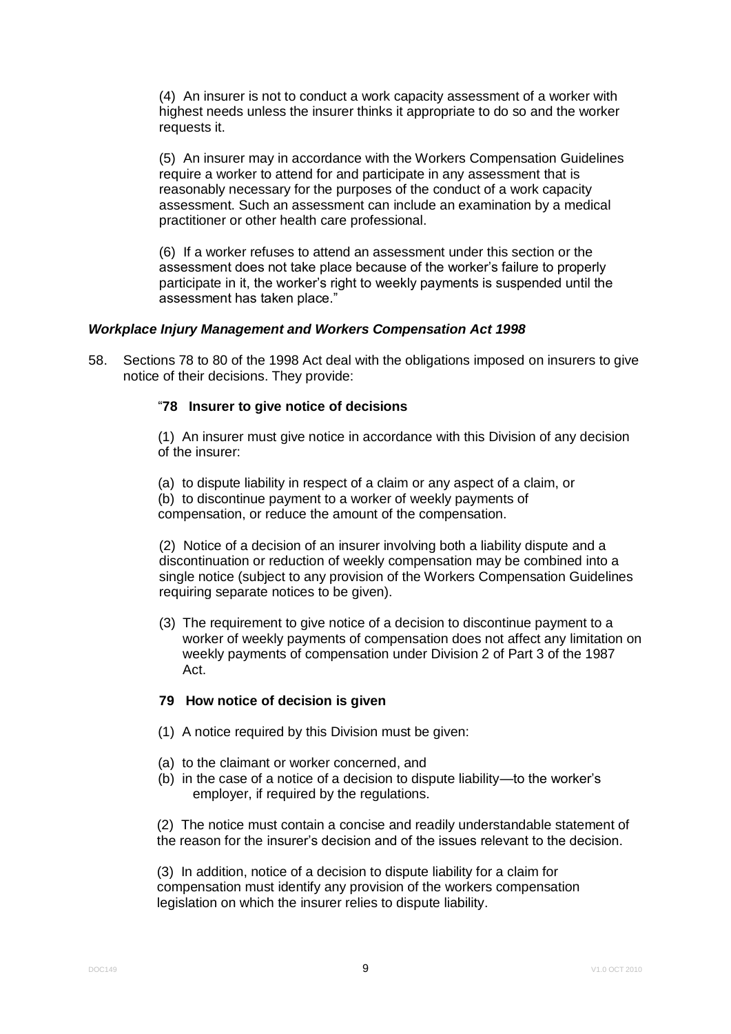(4) An insurer is not to conduct a work capacity assessment of a worker with highest needs unless the insurer thinks it appropriate to do so and the worker requests it.

(5) An insurer may in accordance with the Workers Compensation Guidelines require a worker to attend for and participate in any assessment that is reasonably necessary for the purposes of the conduct of a work capacity assessment. Such an assessment can include an examination by a medical practitioner or other health care professional.

(6) If a worker refuses to attend an assessment under this section or the assessment does not take place because of the worker's failure to properly participate in it, the worker's right to weekly payments is suspended until the assessment has taken place."

***Workplace Injury Management and Workers Compensation Act 1998***

58. Sections 78 to 80 of the 1998 Act deal with the obligations imposed on insurers to give notice of their decisions. They provide:

"**78 Insurer to give notice of decisions**

(1) An insurer must give notice in accordance with this Division of any decision of the insurer:

(a) to dispute liability in respect of a claim or any aspect of a claim, or
(b) to discontinue payment to a worker of weekly payments of compensation, or reduce the amount of the compensation.

(2) Notice of a decision of an insurer involving both a liability dispute and a discontinuation or reduction of weekly compensation may be combined into a single notice (subject to any provision of the Workers Compensation Guidelines requiring separate notices to be given).

(3) The requirement to give notice of a decision to discontinue payment to a worker of weekly payments of compensation does not affect any limitation on weekly payments of compensation under Division 2 of Part 3 of the 1987 Act.

**79 How notice of decision is given**

(1) A notice required by this Division must be given:

(a) to the claimant or worker concerned, and
(b) in the case of a notice of a decision to dispute liability—to the worker's employer, if required by the regulations.

(2) The notice must contain a concise and readily understandable statement of the reason for the insurer's decision and of the issues relevant to the decision.

(3) In addition, notice of a decision to dispute liability for a claim for compensation must identify any provision of the workers compensation legislation on which the insurer relies to dispute liability.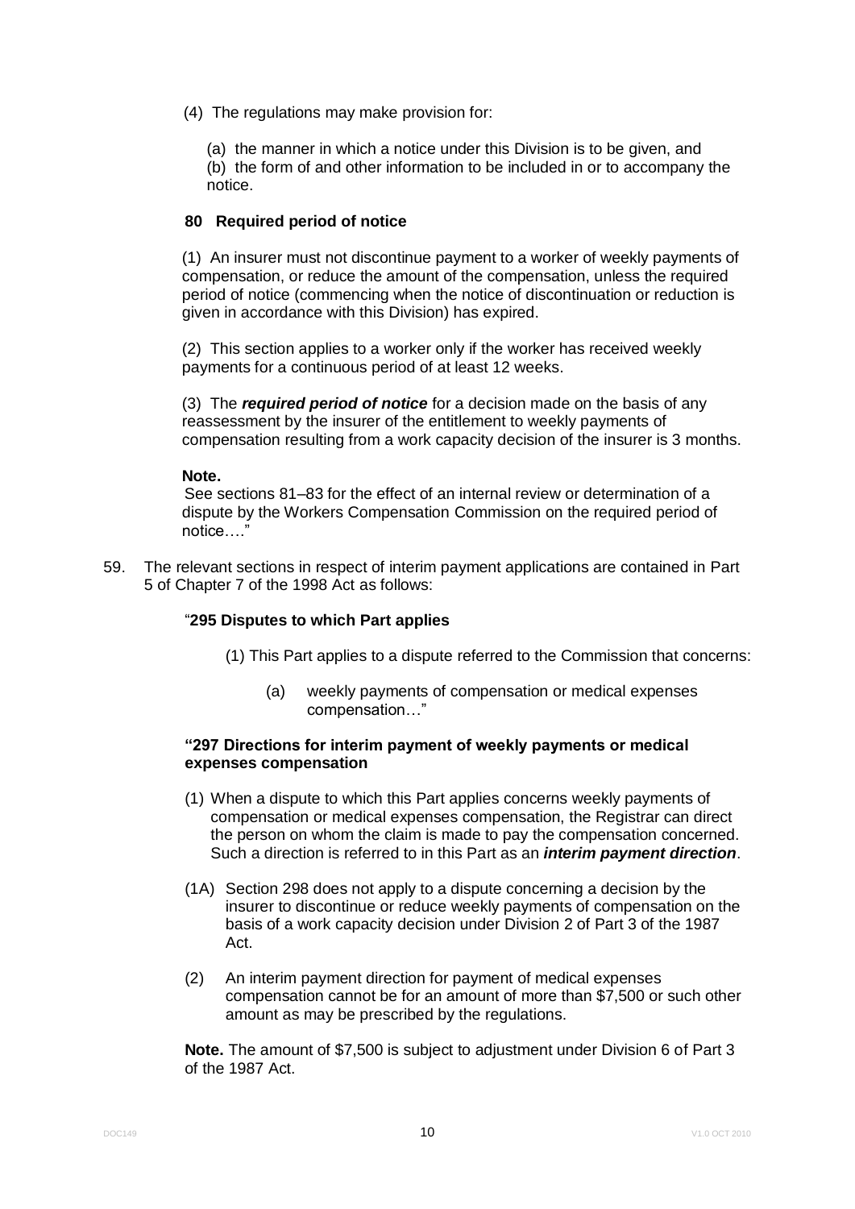(4) The regulations may make provision for:

(a) the manner in which a notice under this Division is to be given, and
(b) the form of and other information to be included in or to accompany the notice.

**80 Required period of notice**

(1) An insurer must not discontinue payment to a worker of weekly payments of compensation, or reduce the amount of the compensation, unless the required period of notice (commencing when the notice of discontinuation or reduction is given in accordance with this Division) has expired.

(2) This section applies to a worker only if the worker has received weekly payments for a continuous period of at least 12 weeks.

(3) The ***required period of notice*** for a decision made on the basis of any reassessment by the insurer of the entitlement to weekly payments of compensation resulting from a work capacity decision of the insurer is 3 months.

**Note.**
See sections 81–83 for the effect of an internal review or determination of a dispute by the Workers Compensation Commission on the required period of notice…."

59. The relevant sections in respect of interim payment applications are contained in Part 5 of Chapter 7 of the 1998 Act as follows:

"**295 Disputes to which Part applies**

(1) This Part applies to a dispute referred to the Commission that concerns:

(a) weekly payments of compensation or medical expenses compensation…"

**"297 Directions for interim payment of weekly payments or medical expenses compensation**

(1) When a dispute to which this Part applies concerns weekly payments of compensation or medical expenses compensation, the Registrar can direct the person on whom the claim is made to pay the compensation concerned. Such a direction is referred to in this Part as an ***interim payment direction***.

(1A) Section 298 does not apply to a dispute concerning a decision by the insurer to discontinue or reduce weekly payments of compensation on the basis of a work capacity decision under Division 2 of Part 3 of the 1987 Act.

(2) An interim payment direction for payment of medical expenses compensation cannot be for an amount of more than $7,500 or such other amount as may be prescribed by the regulations.

**Note.** The amount of $7,500 is subject to adjustment under Division 6 of Part 3 of the 1987 Act.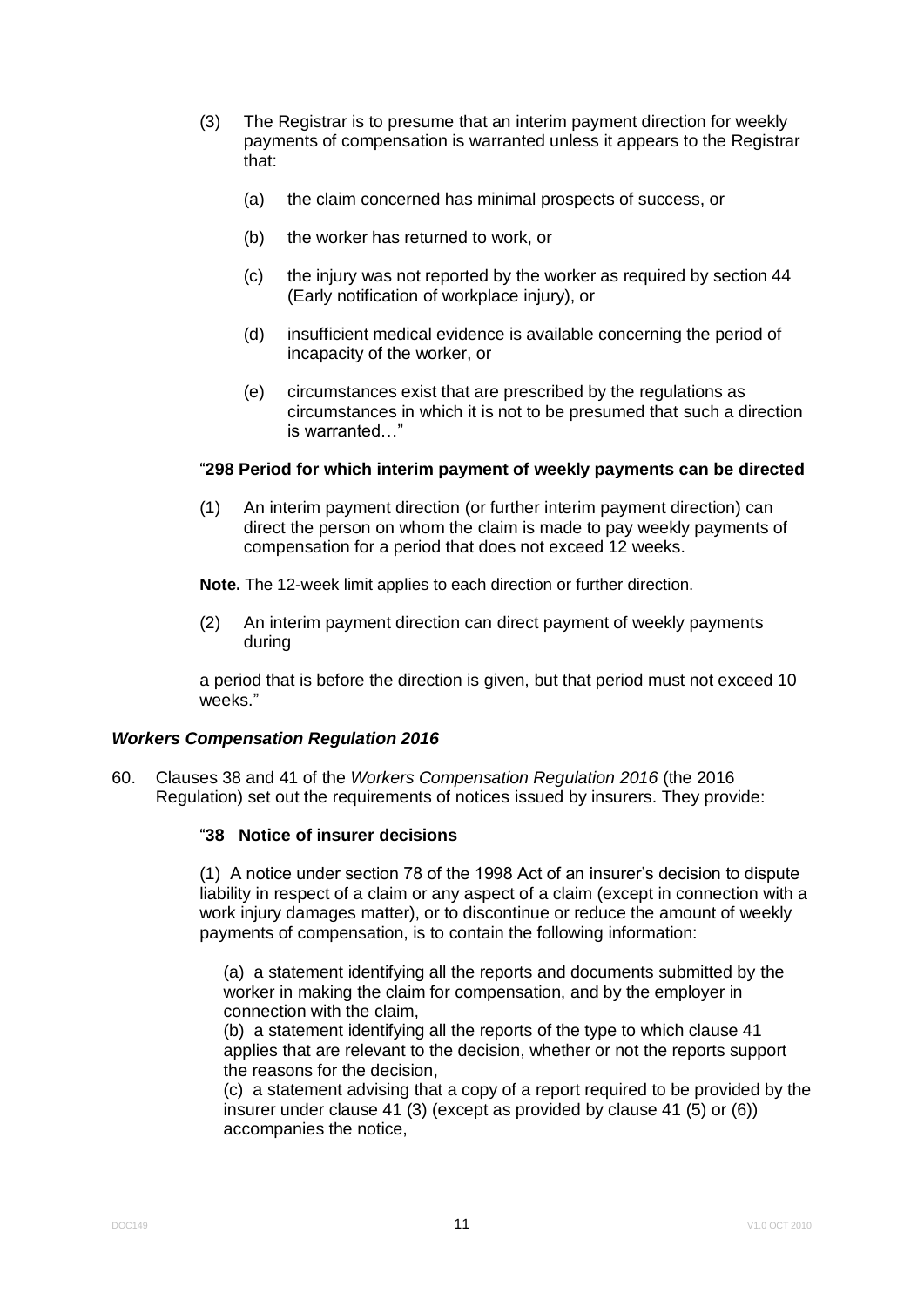(3) The Registrar is to presume that an interim payment direction for weekly payments of compensation is warranted unless it appears to the Registrar that:

(a) the claim concerned has minimal prospects of success, or

(b) the worker has returned to work, or

(c) the injury was not reported by the worker as required by section 44 (Early notification of workplace injury), or

(d) insufficient medical evidence is available concerning the period of incapacity of the worker, or

(e) circumstances exist that are prescribed by the regulations as circumstances in which it is not to be presumed that such a direction is warranted…"

"**298 Period for which interim payment of weekly payments can be directed**

(1) An interim payment direction (or further interim payment direction) can direct the person on whom the claim is made to pay weekly payments of compensation for a period that does not exceed 12 weeks.

**Note.** The 12-week limit applies to each direction or further direction.

(2) An interim payment direction can direct payment of weekly payments during

a period that is before the direction is given, but that period must not exceed 10 weeks."

### ***Workers Compensation Regulation 2016***

60. Clauses 38 and 41 of the *Workers Compensation Regulation 2016* (the 2016 Regulation) set out the requirements of notices issued by insurers. They provide:

"**38 Notice of insurer decisions**

(1) A notice under section 78 of the 1998 Act of an insurer's decision to dispute liability in respect of a claim or any aspect of a claim (except in connection with a work injury damages matter), or to discontinue or reduce the amount of weekly payments of compensation, is to contain the following information:

(a) a statement identifying all the reports and documents submitted by the worker in making the claim for compensation, and by the employer in connection with the claim,

(b) a statement identifying all the reports of the type to which clause 41 applies that are relevant to the decision, whether or not the reports support the reasons for the decision,

(c) a statement advising that a copy of a report required to be provided by the insurer under clause 41 (3) (except as provided by clause 41 (5) or (6)) accompanies the notice,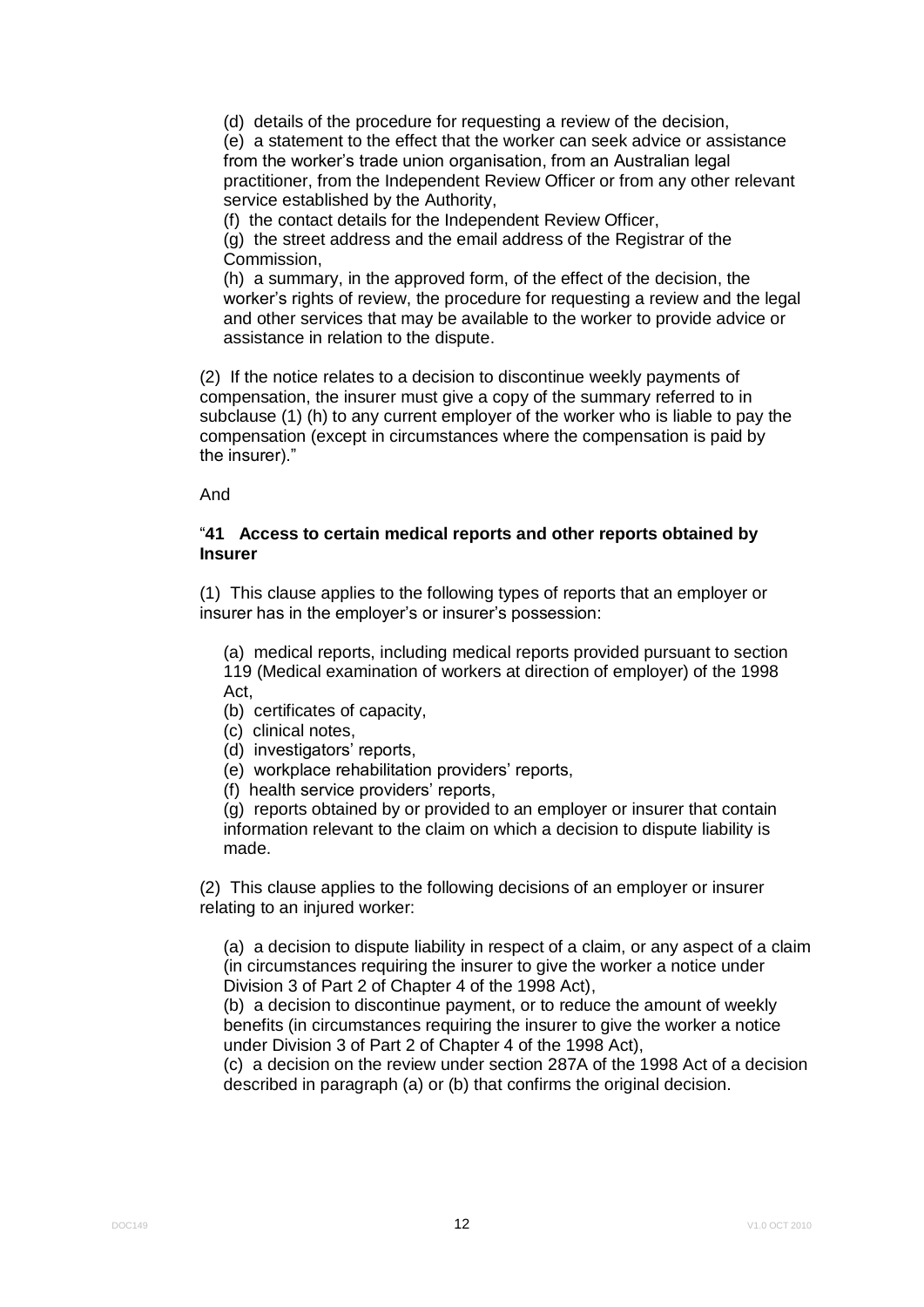(d) details of the procedure for requesting a review of the decision,

(e) a statement to the effect that the worker can seek advice or assistance from the worker's trade union organisation, from an Australian legal practitioner, from the Independent Review Officer or from any other relevant service established by the Authority,

(f) the contact details for the Independent Review Officer,

(g) the street address and the email address of the Registrar of the Commission,

(h) a summary, in the approved form, of the effect of the decision, the worker's rights of review, the procedure for requesting a review and the legal and other services that may be available to the worker to provide advice or assistance in relation to the dispute.

(2) If the notice relates to a decision to discontinue weekly payments of compensation, the insurer must give a copy of the summary referred to in subclause (1) (h) to any current employer of the worker who is liable to pay the compensation (except in circumstances where the compensation is paid by the insurer)."

And

"**41 Access to certain medical reports and other reports obtained by Insurer**

(1) This clause applies to the following types of reports that an employer or insurer has in the employer's or insurer's possession:

(a) medical reports, including medical reports provided pursuant to section 119 (Medical examination of workers at direction of employer) of the 1998 Act,

(b) certificates of capacity,

(c) clinical notes,

(d) investigators' reports,

(e) workplace rehabilitation providers' reports,

(f) health service providers' reports,

(g) reports obtained by or provided to an employer or insurer that contain information relevant to the claim on which a decision to dispute liability is made.

(2) This clause applies to the following decisions of an employer or insurer relating to an injured worker:

(a) a decision to dispute liability in respect of a claim, or any aspect of a claim (in circumstances requiring the insurer to give the worker a notice under Division 3 of Part 2 of Chapter 4 of the 1998 Act),

(b) a decision to discontinue payment, or to reduce the amount of weekly benefits (in circumstances requiring the insurer to give the worker a notice under Division 3 of Part 2 of Chapter 4 of the 1998 Act),

(c) a decision on the review under section 287A of the 1998 Act of a decision described in paragraph (a) or (b) that confirms the original decision.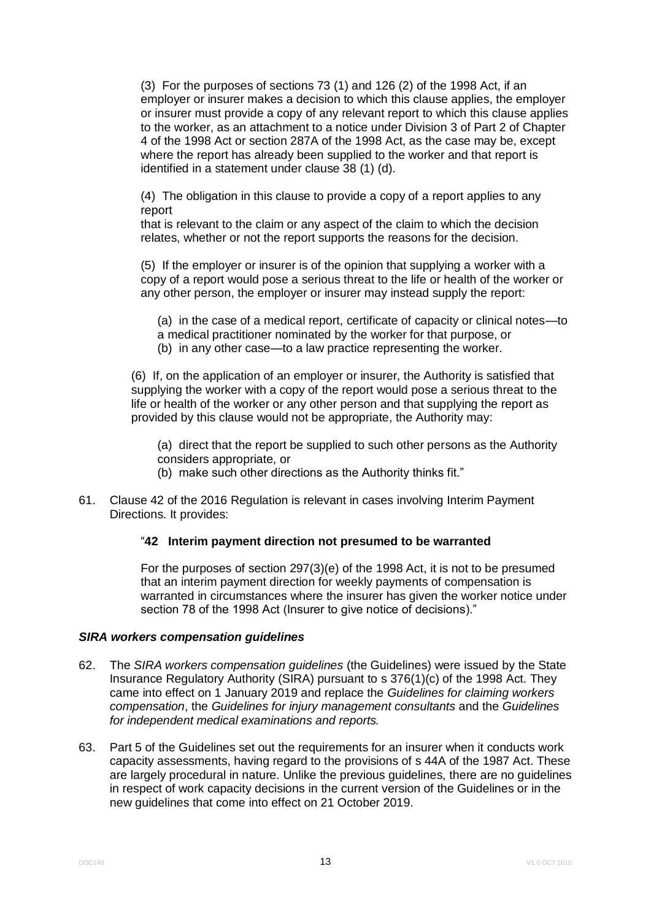(3) For the purposes of sections 73 (1) and 126 (2) of the 1998 Act, if an employer or insurer makes a decision to which this clause applies, the employer or insurer must provide a copy of any relevant report to which this clause applies to the worker, as an attachment to a notice under Division 3 of Part 2 of Chapter 4 of the 1998 Act or section 287A of the 1998 Act, as the case may be, except where the report has already been supplied to the worker and that report is identified in a statement under clause 38 (1) (d).

(4) The obligation in this clause to provide a copy of a report applies to any report
that is relevant to the claim or any aspect of the claim to which the decision relates, whether or not the report supports the reasons for the decision.

(5) If the employer or insurer is of the opinion that supplying a worker with a copy of a report would pose a serious threat to the life or health of the worker or any other person, the employer or insurer may instead supply the report:

(a) in the case of a medical report, certificate of capacity or clinical notes—to a medical practitioner nominated by the worker for that purpose, or
(b) in any other case—to a law practice representing the worker.

(6) If, on the application of an employer or insurer, the Authority is satisfied that supplying the worker with a copy of the report would pose a serious threat to the life or health of the worker or any other person and that supplying the report as provided by this clause would not be appropriate, the Authority may:

(a) direct that the report be supplied to such other persons as the Authority considers appropriate, or
(b) make such other directions as the Authority thinks fit."

61. Clause 42 of the 2016 Regulation is relevant in cases involving Interim Payment Directions. It provides:

"**42 Interim payment direction not presumed to be warranted**

For the purposes of section 297(3)(e) of the 1998 Act, it is not to be presumed that an interim payment direction for weekly payments of compensation is warranted in circumstances where the insurer has given the worker notice under section 78 of the 1998 Act (Insurer to give notice of decisions)."

***SIRA workers compensation guidelines***

62. The *SIRA workers compensation guidelines* (the Guidelines) were issued by the State Insurance Regulatory Authority (SIRA) pursuant to s 376(1)(c) of the 1998 Act. They came into effect on 1 January 2019 and replace the *Guidelines for claiming workers compensation*, the *Guidelines for injury management consultants* and the *Guidelines for independent medical examinations and reports.*

63. Part 5 of the Guidelines set out the requirements for an insurer when it conducts work capacity assessments, having regard to the provisions of s 44A of the 1987 Act. These are largely procedural in nature. Unlike the previous guidelines, there are no guidelines in respect of work capacity decisions in the current version of the Guidelines or in the new guidelines that come into effect on 21 October 2019.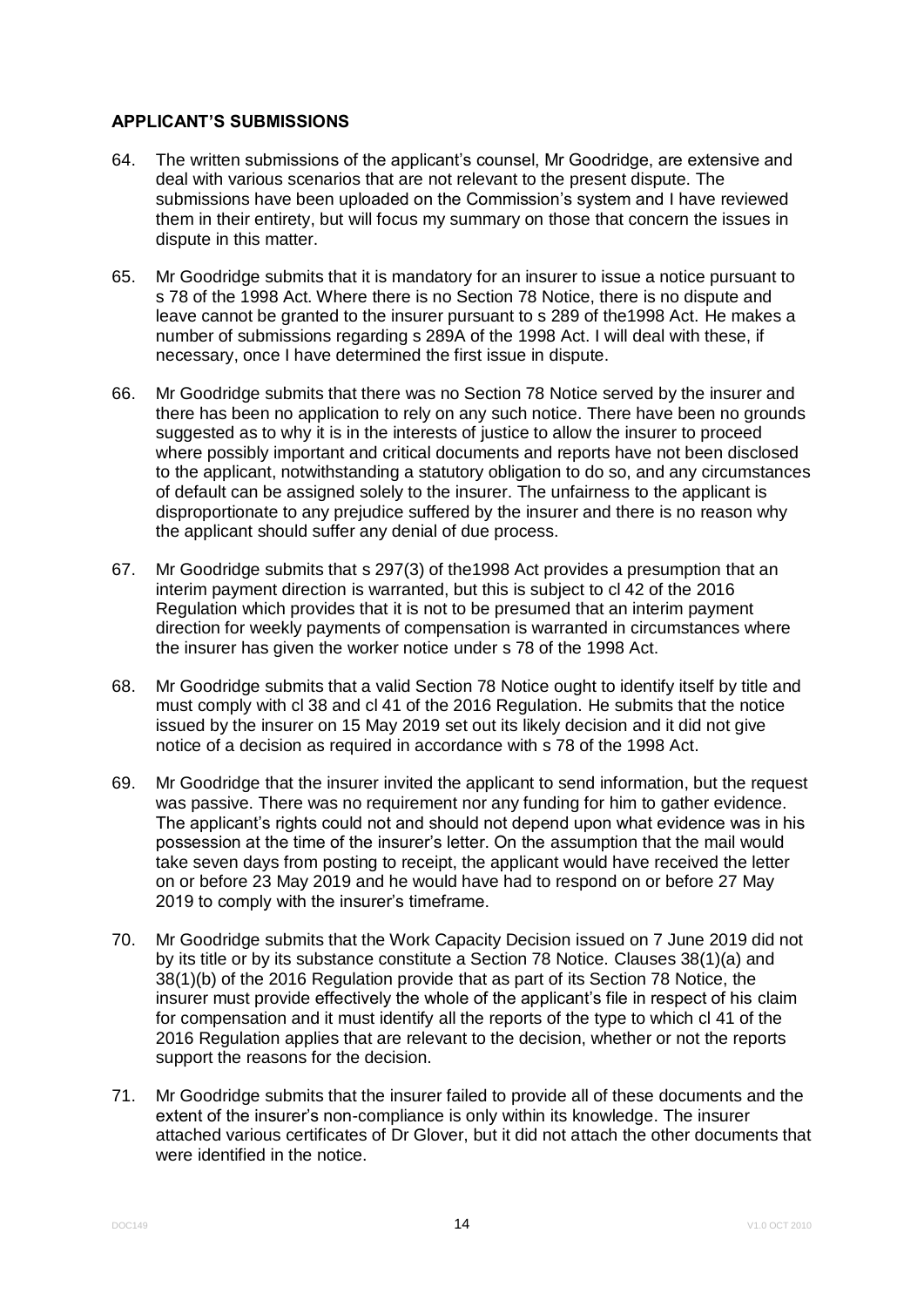## APPLICANT'S SUBMISSIONS

64. The written submissions of the applicant's counsel, Mr Goodridge, are extensive and deal with various scenarios that are not relevant to the present dispute. The submissions have been uploaded on the Commission's system and I have reviewed them in their entirety, but will focus my summary on those that concern the issues in dispute in this matter.

65. Mr Goodridge submits that it is mandatory for an insurer to issue a notice pursuant to s 78 of the 1998 Act. Where there is no Section 78 Notice, there is no dispute and leave cannot be granted to the insurer pursuant to s 289 of the1998 Act. He makes a number of submissions regarding s 289A of the 1998 Act. I will deal with these, if necessary, once I have determined the first issue in dispute.

66. Mr Goodridge submits that there was no Section 78 Notice served by the insurer and there has been no application to rely on any such notice. There have been no grounds suggested as to why it is in the interests of justice to allow the insurer to proceed where possibly important and critical documents and reports have not been disclosed to the applicant, notwithstanding a statutory obligation to do so, and any circumstances of default can be assigned solely to the insurer. The unfairness to the applicant is disproportionate to any prejudice suffered by the insurer and there is no reason why the applicant should suffer any denial of due process.

67. Mr Goodridge submits that s 297(3) of the1998 Act provides a presumption that an interim payment direction is warranted, but this is subject to cl 42 of the 2016 Regulation which provides that it is not to be presumed that an interim payment direction for weekly payments of compensation is warranted in circumstances where the insurer has given the worker notice under s 78 of the 1998 Act.

68. Mr Goodridge submits that a valid Section 78 Notice ought to identify itself by title and must comply with cl 38 and cl 41 of the 2016 Regulation. He submits that the notice issued by the insurer on 15 May 2019 set out its likely decision and it did not give notice of a decision as required in accordance with s 78 of the 1998 Act.

69. Mr Goodridge that the insurer invited the applicant to send information, but the request was passive. There was no requirement nor any funding for him to gather evidence. The applicant's rights could not and should not depend upon what evidence was in his possession at the time of the insurer's letter. On the assumption that the mail would take seven days from posting to receipt, the applicant would have received the letter on or before 23 May 2019 and he would have had to respond on or before 27 May 2019 to comply with the insurer's timeframe.

70. Mr Goodridge submits that the Work Capacity Decision issued on 7 June 2019 did not by its title or by its substance constitute a Section 78 Notice. Clauses 38(1)(a) and 38(1)(b) of the 2016 Regulation provide that as part of its Section 78 Notice, the insurer must provide effectively the whole of the applicant's file in respect of his claim for compensation and it must identify all the reports of the type to which cl 41 of the 2016 Regulation applies that are relevant to the decision, whether or not the reports support the reasons for the decision.

71. Mr Goodridge submits that the insurer failed to provide all of these documents and the extent of the insurer's non-compliance is only within its knowledge. The insurer attached various certificates of Dr Glover, but it did not attach the other documents that were identified in the notice.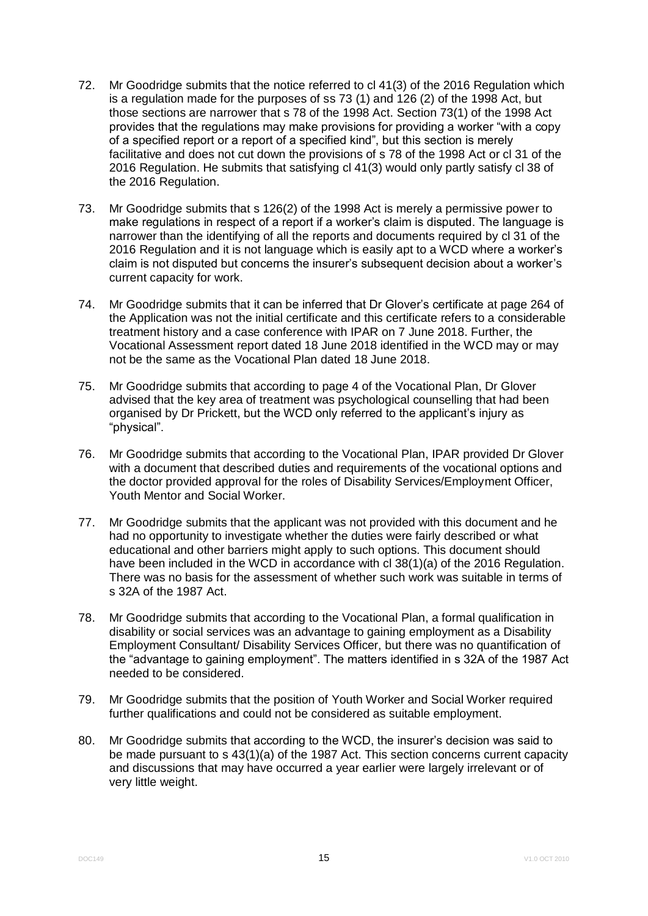72. Mr Goodridge submits that the notice referred to cl 41(3) of the 2016 Regulation which is a regulation made for the purposes of ss 73 (1) and 126 (2) of the 1998 Act, but those sections are narrower that s 78 of the 1998 Act. Section 73(1) of the 1998 Act provides that the regulations may make provisions for providing a worker "with a copy of a specified report or a report of a specified kind", but this section is merely facilitative and does not cut down the provisions of s 78 of the 1998 Act or cl 31 of the 2016 Regulation. He submits that satisfying cl 41(3) would only partly satisfy cl 38 of the 2016 Regulation.

73. Mr Goodridge submits that s 126(2) of the 1998 Act is merely a permissive power to make regulations in respect of a report if a worker's claim is disputed. The language is narrower than the identifying of all the reports and documents required by cl 31 of the 2016 Regulation and it is not language which is easily apt to a WCD where a worker's claim is not disputed but concerns the insurer's subsequent decision about a worker's current capacity for work.

74. Mr Goodridge submits that it can be inferred that Dr Glover's certificate at page 264 of the Application was not the initial certificate and this certificate refers to a considerable treatment history and a case conference with IPAR on 7 June 2018. Further, the Vocational Assessment report dated 18 June 2018 identified in the WCD may or may not be the same as the Vocational Plan dated 18 June 2018.

75. Mr Goodridge submits that according to page 4 of the Vocational Plan, Dr Glover advised that the key area of treatment was psychological counselling that had been organised by Dr Prickett, but the WCD only referred to the applicant's injury as "physical".

76. Mr Goodridge submits that according to the Vocational Plan, IPAR provided Dr Glover with a document that described duties and requirements of the vocational options and the doctor provided approval for the roles of Disability Services/Employment Officer, Youth Mentor and Social Worker.

77. Mr Goodridge submits that the applicant was not provided with this document and he had no opportunity to investigate whether the duties were fairly described or what educational and other barriers might apply to such options. This document should have been included in the WCD in accordance with cl 38(1)(a) of the 2016 Regulation. There was no basis for the assessment of whether such work was suitable in terms of s 32A of the 1987 Act.

78. Mr Goodridge submits that according to the Vocational Plan, a formal qualification in disability or social services was an advantage to gaining employment as a Disability Employment Consultant/ Disability Services Officer, but there was no quantification of the "advantage to gaining employment". The matters identified in s 32A of the 1987 Act needed to be considered.

79. Mr Goodridge submits that the position of Youth Worker and Social Worker required further qualifications and could not be considered as suitable employment.

80. Mr Goodridge submits that according to the WCD, the insurer's decision was said to be made pursuant to s 43(1)(a) of the 1987 Act. This section concerns current capacity and discussions that may have occurred a year earlier were largely irrelevant or of very little weight.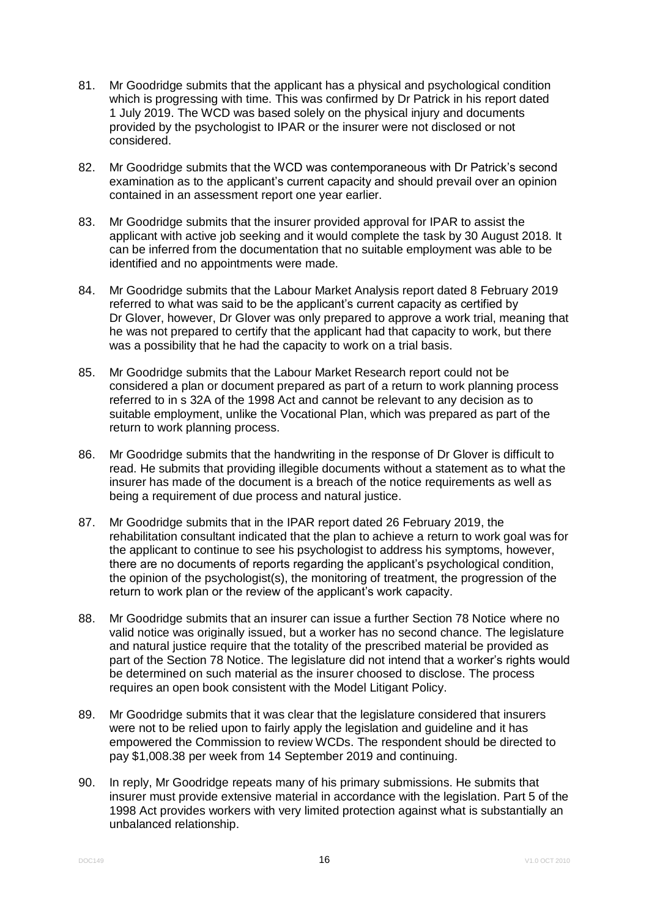81. Mr Goodridge submits that the applicant has a physical and psychological condition which is progressing with time. This was confirmed by Dr Patrick in his report dated 1 July 2019. The WCD was based solely on the physical injury and documents provided by the psychologist to IPAR or the insurer were not disclosed or not considered.

82. Mr Goodridge submits that the WCD was contemporaneous with Dr Patrick's second examination as to the applicant's current capacity and should prevail over an opinion contained in an assessment report one year earlier.

83. Mr Goodridge submits that the insurer provided approval for IPAR to assist the applicant with active job seeking and it would complete the task by 30 August 2018. It can be inferred from the documentation that no suitable employment was able to be identified and no appointments were made.

84. Mr Goodridge submits that the Labour Market Analysis report dated 8 February 2019 referred to what was said to be the applicant's current capacity as certified by Dr Glover, however, Dr Glover was only prepared to approve a work trial, meaning that he was not prepared to certify that the applicant had that capacity to work, but there was a possibility that he had the capacity to work on a trial basis.

85. Mr Goodridge submits that the Labour Market Research report could not be considered a plan or document prepared as part of a return to work planning process referred to in s 32A of the 1998 Act and cannot be relevant to any decision as to suitable employment, unlike the Vocational Plan, which was prepared as part of the return to work planning process.

86. Mr Goodridge submits that the handwriting in the response of Dr Glover is difficult to read. He submits that providing illegible documents without a statement as to what the insurer has made of the document is a breach of the notice requirements as well as being a requirement of due process and natural justice.

87. Mr Goodridge submits that in the IPAR report dated 26 February 2019, the rehabilitation consultant indicated that the plan to achieve a return to work goal was for the applicant to continue to see his psychologist to address his symptoms, however, there are no documents of reports regarding the applicant's psychological condition, the opinion of the psychologist(s), the monitoring of treatment, the progression of the return to work plan or the review of the applicant's work capacity.

88. Mr Goodridge submits that an insurer can issue a further Section 78 Notice where no valid notice was originally issued, but a worker has no second chance. The legislature and natural justice require that the totality of the prescribed material be provided as part of the Section 78 Notice. The legislature did not intend that a worker's rights would be determined on such material as the insurer choosed to disclose. The process requires an open book consistent with the Model Litigant Policy.

89. Mr Goodridge submits that it was clear that the legislature considered that insurers were not to be relied upon to fairly apply the legislation and guideline and it has empowered the Commission to review WCDs. The respondent should be directed to pay $1,008.38 per week from 14 September 2019 and continuing.

90. In reply, Mr Goodridge repeats many of his primary submissions. He submits that insurer must provide extensive material in accordance with the legislation. Part 5 of the 1998 Act provides workers with very limited protection against what is substantially an unbalanced relationship.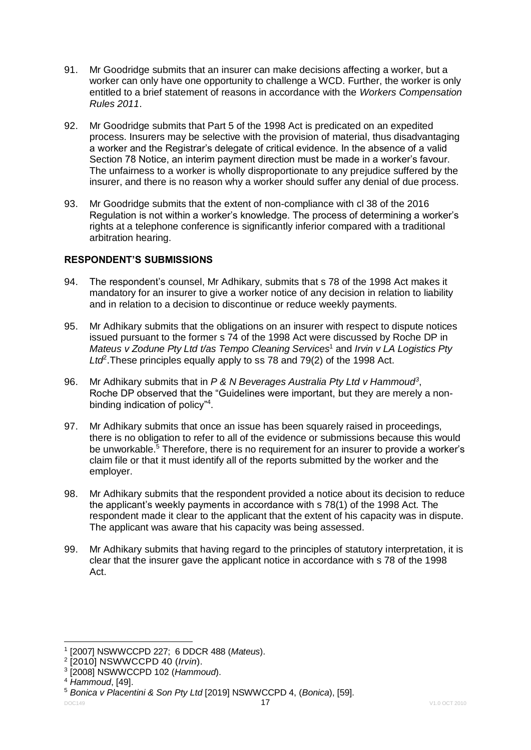91. Mr Goodridge submits that an insurer can make decisions affecting a worker, but a worker can only have one opportunity to challenge a WCD. Further, the worker is only entitled to a brief statement of reasons in accordance with the *Workers Compensation Rules 2011*.

92. Mr Goodridge submits that Part 5 of the 1998 Act is predicated on an expedited process. Insurers may be selective with the provision of material, thus disadvantaging a worker and the Registrar's delegate of critical evidence. In the absence of a valid Section 78 Notice, an interim payment direction must be made in a worker's favour. The unfairness to a worker is wholly disproportionate to any prejudice suffered by the insurer, and there is no reason why a worker should suffer any denial of due process.

93. Mr Goodridge submits that the extent of non-compliance with cl 38 of the 2016 Regulation is not within a worker's knowledge. The process of determining a worker's rights at a telephone conference is significantly inferior compared with a traditional arbitration hearing.

## RESPONDENT'S SUBMISSIONS

94. The respondent's counsel, Mr Adhikary, submits that s 78 of the 1998 Act makes it mandatory for an insurer to give a worker notice of any decision in relation to liability and in relation to a decision to discontinue or reduce weekly payments.

95. Mr Adhikary submits that the obligations on an insurer with respect to dispute notices issued pursuant to the former s 74 of the 1998 Act were discussed by Roche DP in *Mateus v Zodune Pty Ltd t/as Tempo Cleaning Services*[1] and *Irvin v LA Logistics Pty Ltd*[2]. These principles equally apply to ss 78 and 79(2) of the 1998 Act.

96. Mr Adhikary submits that in *P & N Beverages Australia Pty Ltd v Hammoud*[3], Roche DP observed that the "Guidelines were important, but they are merely a non-binding indication of policy"[4].

97. Mr Adhikary submits that once an issue has been squarely raised in proceedings, there is no obligation to refer to all of the evidence or submissions because this would be unworkable.[5] Therefore, there is no requirement for an insurer to provide a worker's claim file or that it must identify all of the reports submitted by the worker and the employer.

98. Mr Adhikary submits that the respondent provided a notice about its decision to reduce the applicant's weekly payments in accordance with s 78(1) of the 1998 Act. The respondent made it clear to the applicant that the extent of his capacity was in dispute. The applicant was aware that his capacity was being assessed.

99. Mr Adhikary submits that having regard to the principles of statutory interpretation, it is clear that the insurer gave the applicant notice in accordance with s 78 of the 1998 Act.

---

[1] [2007] NSWWCCPD 227; 6 DDCR 488 (*Mateus*).

[2] [2010] NSWWCCPD 40 (*Irvin*).

[3] [2008] NSWWCCPD 102 (*Hammoud*).

[4] *Hammoud*, [49].

[5] *Bonica v Placentini & Son Pty Ltd* [2019] NSWWCCPD 4, (*Bonica*), [59].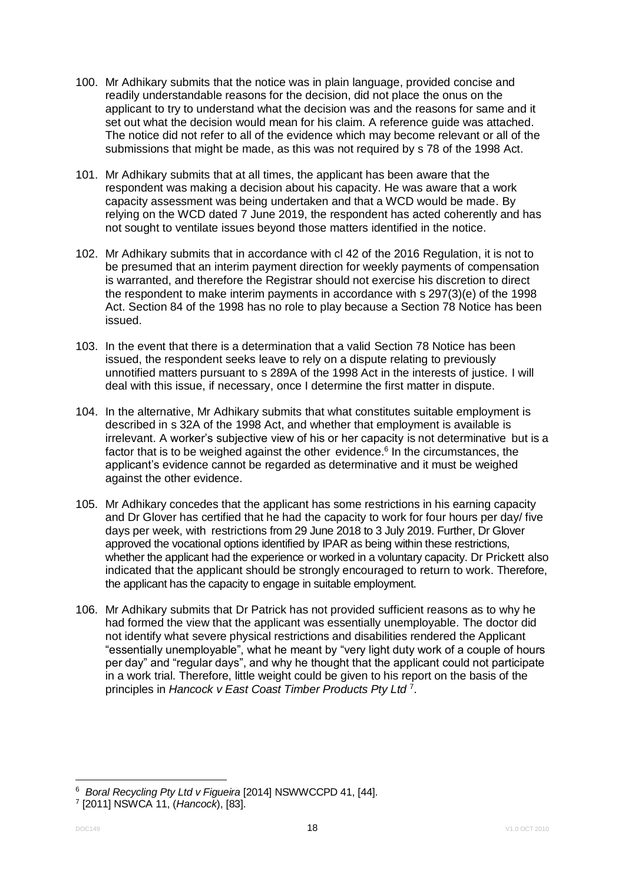100. Mr Adhikary submits that the notice was in plain language, provided concise and readily understandable reasons for the decision, did not place the onus on the applicant to try to understand what the decision was and the reasons for same and it set out what the decision would mean for his claim. A reference guide was attached. The notice did not refer to all of the evidence which may become relevant or all of the submissions that might be made, as this was not required by s 78 of the 1998 Act.

101. Mr Adhikary submits that at all times, the applicant has been aware that the respondent was making a decision about his capacity. He was aware that a work capacity assessment was being undertaken and that a WCD would be made. By relying on the WCD dated 7 June 2019, the respondent has acted coherently and has not sought to ventilate issues beyond those matters identified in the notice.

102. Mr Adhikary submits that in accordance with cl 42 of the 2016 Regulation, it is not to be presumed that an interim payment direction for weekly payments of compensation is warranted, and therefore the Registrar should not exercise his discretion to direct the respondent to make interim payments in accordance with s 297(3)(e) of the 1998 Act. Section 84 of the 1998 has no role to play because a Section 78 Notice has been issued.

103. In the event that there is a determination that a valid Section 78 Notice has been issued, the respondent seeks leave to rely on a dispute relating to previously unnotified matters pursuant to s 289A of the 1998 Act in the interests of justice. I will deal with this issue, if necessary, once I determine the first matter in dispute.

104. In the alternative, Mr Adhikary submits that what constitutes suitable employment is described in s 32A of the 1998 Act, and whether that employment is available is irrelevant. A worker's subjective view of his or her capacity is not determinative but is a factor that is to be weighed against the other evidence.[6] In the circumstances, the applicant's evidence cannot be regarded as determinative and it must be weighed against the other evidence.

105. Mr Adhikary concedes that the applicant has some restrictions in his earning capacity and Dr Glover has certified that he had the capacity to work for four hours per day/ five days per week, with restrictions from 29 June 2018 to 3 July 2019. Further, Dr Glover approved the vocational options identified by IPAR as being within these restrictions, whether the applicant had the experience or worked in a voluntary capacity. Dr Prickett also indicated that the applicant should be strongly encouraged to return to work. Therefore, the applicant has the capacity to engage in suitable employment.

106. Mr Adhikary submits that Dr Patrick has not provided sufficient reasons as to why he had formed the view that the applicant was essentially unemployable. The doctor did not identify what severe physical restrictions and disabilities rendered the Applicant "essentially unemployable", what he meant by "very light duty work of a couple of hours per day" and "regular days", and why he thought that the applicant could not participate in a work trial. Therefore, little weight could be given to his report on the basis of the principles in *Hancock v East Coast Timber Products Pty Ltd* [7].

---

[6] *Boral Recycling Pty Ltd v Figueira* [2014] NSWWCCPD 41, [44].

[7] [2011] NSWCA 11, (*Hancock*), [83].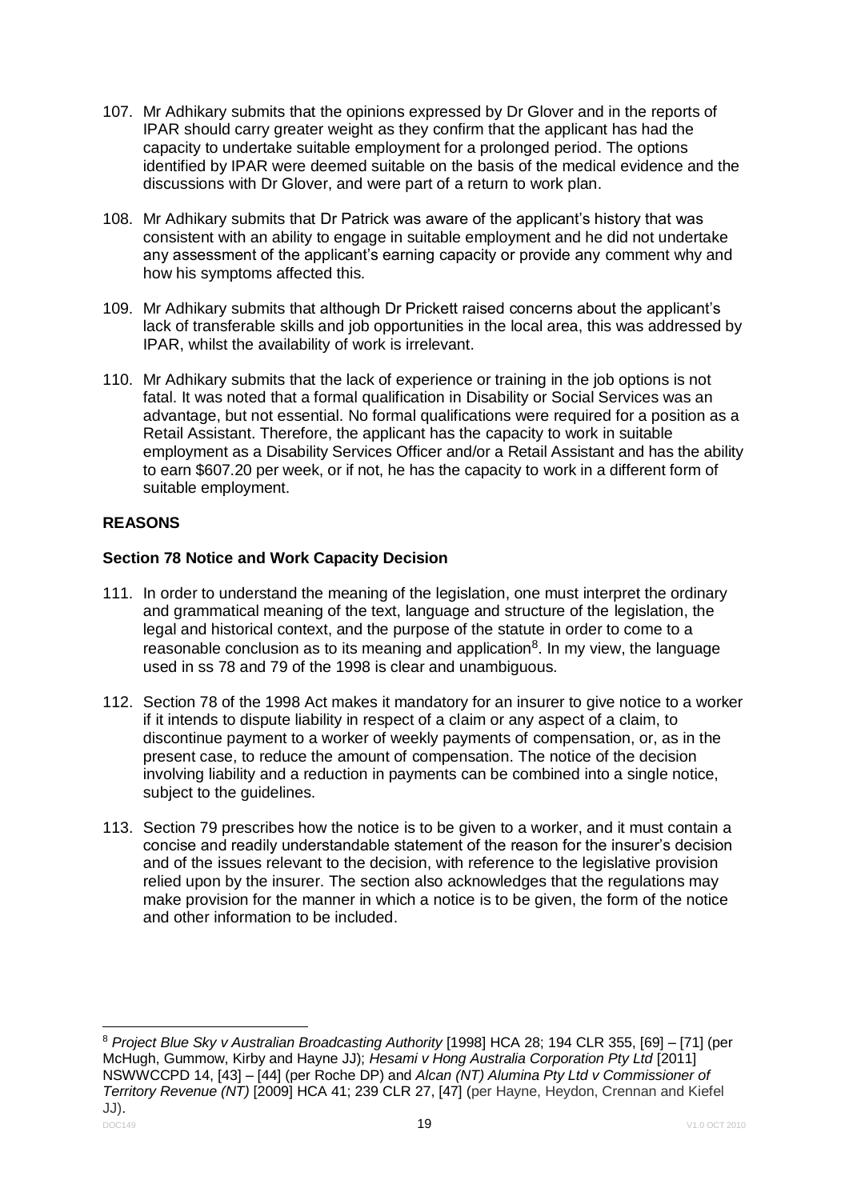107. Mr Adhikary submits that the opinions expressed by Dr Glover and in the reports of IPAR should carry greater weight as they confirm that the applicant has had the capacity to undertake suitable employment for a prolonged period. The options identified by IPAR were deemed suitable on the basis of the medical evidence and the discussions with Dr Glover, and were part of a return to work plan.

108. Mr Adhikary submits that Dr Patrick was aware of the applicant's history that was consistent with an ability to engage in suitable employment and he did not undertake any assessment of the applicant's earning capacity or provide any comment why and how his symptoms affected this.

109. Mr Adhikary submits that although Dr Prickett raised concerns about the applicant's lack of transferable skills and job opportunities in the local area, this was addressed by IPAR, whilst the availability of work is irrelevant.

110. Mr Adhikary submits that the lack of experience or training in the job options is not fatal. It was noted that a formal qualification in Disability or Social Services was an advantage, but not essential. No formal qualifications were required for a position as a Retail Assistant. Therefore, the applicant has the capacity to work in suitable employment as a Disability Services Officer and/or a Retail Assistant and has the ability to earn $607.20 per week, or if not, he has the capacity to work in a different form of suitable employment.

## REASONS

### Section 78 Notice and Work Capacity Decision

111. In order to understand the meaning of the legislation, one must interpret the ordinary and grammatical meaning of the text, language and structure of the legislation, the legal and historical context, and the purpose of the statute in order to come to a reasonable conclusion as to its meaning and application[8]. In my view, the language used in ss 78 and 79 of the 1998 is clear and unambiguous.

112. Section 78 of the 1998 Act makes it mandatory for an insurer to give notice to a worker if it intends to dispute liability in respect of a claim or any aspect of a claim, to discontinue payment to a worker of weekly payments of compensation, or, as in the present case, to reduce the amount of compensation. The notice of the decision involving liability and a reduction in payments can be combined into a single notice, subject to the guidelines.

113. Section 79 prescribes how the notice is to be given to a worker, and it must contain a concise and readily understandable statement of the reason for the insurer's decision and of the issues relevant to the decision, with reference to the legislative provision relied upon by the insurer. The section also acknowledges that the regulations may make provision for the manner in which a notice is to be given, the form of the notice and other information to be included.

---

[8] *Project Blue Sky v Australian Broadcasting Authority* [1998] HCA 28; 194 CLR 355, [69] – [71] (per McHugh, Gummow, Kirby and Hayne JJ); *Hesami v Hong Australia Corporation Pty Ltd* [2011] NSWWCCPD 14, [43] – [44] (per Roche DP) and *Alcan (NT) Alumina Pty Ltd v Commissioner of Territory Revenue (NT)* [2009] HCA 41; 239 CLR 27, [47] (per Hayne, Heydon, Crennan and Kiefel JJ).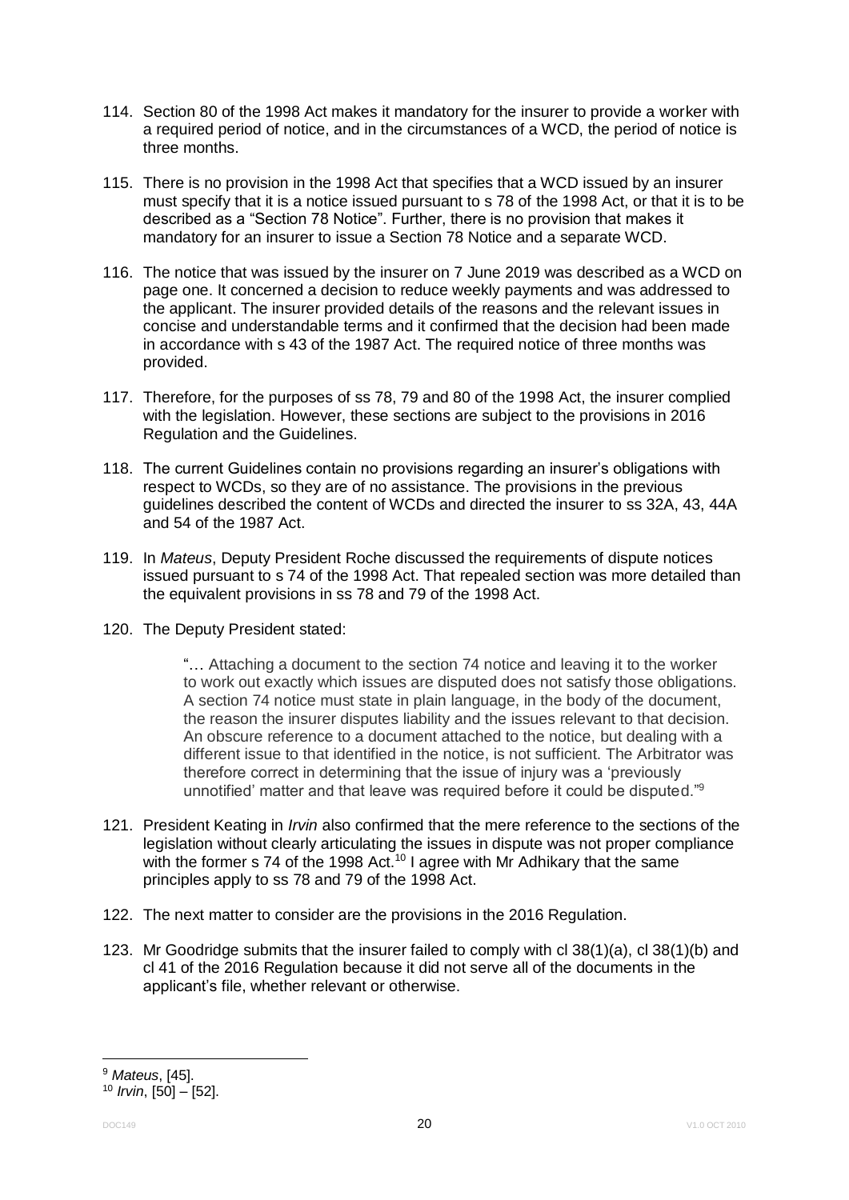114. Section 80 of the 1998 Act makes it mandatory for the insurer to provide a worker with a required period of notice, and in the circumstances of a WCD, the period of notice is three months.

115. There is no provision in the 1998 Act that specifies that a WCD issued by an insurer must specify that it is a notice issued pursuant to s 78 of the 1998 Act, or that it is to be described as a "Section 78 Notice". Further, there is no provision that makes it mandatory for an insurer to issue a Section 78 Notice and a separate WCD.

116. The notice that was issued by the insurer on 7 June 2019 was described as a WCD on page one. It concerned a decision to reduce weekly payments and was addressed to the applicant. The insurer provided details of the reasons and the relevant issues in concise and understandable terms and it confirmed that the decision had been made in accordance with s 43 of the 1987 Act. The required notice of three months was provided.

117. Therefore, for the purposes of ss 78, 79 and 80 of the 1998 Act, the insurer complied with the legislation. However, these sections are subject to the provisions in 2016 Regulation and the Guidelines.

118. The current Guidelines contain no provisions regarding an insurer's obligations with respect to WCDs, so they are of no assistance. The provisions in the previous guidelines described the content of WCDs and directed the insurer to ss 32A, 43, 44A and 54 of the 1987 Act.

119. In *Mateus*, Deputy President Roche discussed the requirements of dispute notices issued pursuant to s 74 of the 1998 Act. That repealed section was more detailed than the equivalent provisions in ss 78 and 79 of the 1998 Act.

120. The Deputy President stated:

> "… Attaching a document to the section 74 notice and leaving it to the worker to work out exactly which issues are disputed does not satisfy those obligations. A section 74 notice must state in plain language, in the body of the document, the reason the insurer disputes liability and the issues relevant to that decision. An obscure reference to a document attached to the notice, but dealing with a different issue to that identified in the notice, is not sufficient. The Arbitrator was therefore correct in determining that the issue of injury was a 'previously unnotified' matter and that leave was required before it could be disputed."[9]

121. President Keating in *Irvin* also confirmed that the mere reference to the sections of the legislation without clearly articulating the issues in dispute was not proper compliance with the former s 74 of the 1998 Act.[10] I agree with Mr Adhikary that the same principles apply to ss 78 and 79 of the 1998 Act.

122. The next matter to consider are the provisions in the 2016 Regulation.

123. Mr Goodridge submits that the insurer failed to comply with cl 38(1)(a), cl 38(1)(b) and cl 41 of the 2016 Regulation because it did not serve all of the documents in the applicant's file, whether relevant or otherwise.

---

[9] *Mateus*, [45].

[10] *Irvin*, [50] – [52].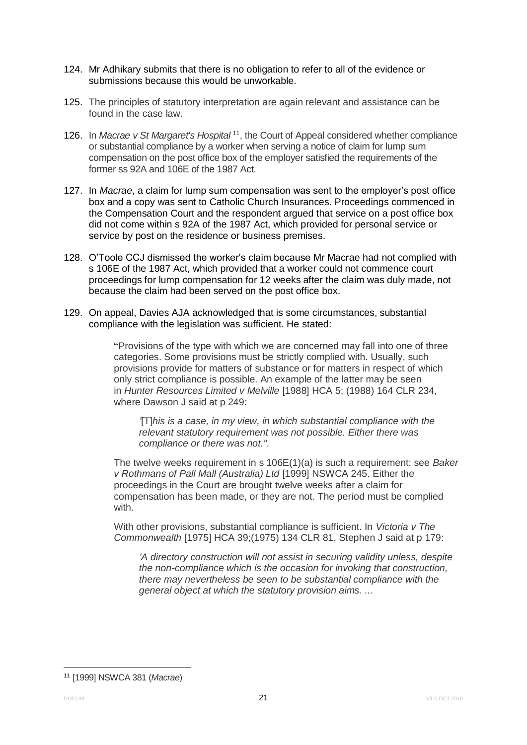124. Mr Adhikary submits that there is no obligation to refer to all of the evidence or submissions because this would be unworkable.

125. The principles of statutory interpretation are again relevant and assistance can be found in the case law.

126. In *Macrae v St Margaret's Hospital* [11], the Court of Appeal considered whether compliance or substantial compliance by a worker when serving a notice of claim for lump sum compensation on the post office box of the employer satisfied the requirements of the former ss 92A and 106E of the 1987 Act.

127. In *Macrae*, a claim for lump sum compensation was sent to the employer's post office box and a copy was sent to Catholic Church Insurances. Proceedings commenced in the Compensation Court and the respondent argued that service on a post office box did not come within s 92A of the 1987 Act, which provided for personal service or service by post on the residence or business premises.

128. O'Toole CCJ dismissed the worker's claim because Mr Macrae had not complied with s 106E of the 1987 Act, which provided that a worker could not commence court proceedings for lump compensation for 12 weeks after the claim was duly made, not because the claim had been served on the post office box.

129. On appeal, Davies AJA acknowledged that is some circumstances, substantial compliance with the legislation was sufficient. He stated:

> "Provisions of the type with which we are concerned may fall into one of three categories. Some provisions must be strictly complied with. Usually, such provisions provide for matters of substance or for matters in respect of which only strict compliance is possible. An example of the latter may be seen in *Hunter Resources Limited v Melville* [1988] HCA 5; (1988) 164 CLR 234, where Dawson J said at p 249:
>
> > '[T]*his is a case, in my view, in which substantial compliance with the relevant statutory requirement was not possible. Either there was compliance or there was not.".*
>
> The twelve weeks requirement in s 106E(1)(a) is such a requirement: see *Baker v Rothmans of Pall Mall (Australia) Ltd* [1999] NSWCA 245. Either the proceedings in the Court are brought twelve weeks after a claim for compensation has been made, or they are not. The period must be complied with.
>
> With other provisions, substantial compliance is sufficient. In *Victoria v The Commonwealth* [1975] HCA 39;(1975) 134 CLR 81, Stephen J said at p 179:
>
> > *'A directory construction will not assist in securing validity unless, despite the non-compliance which is the occasion for invoking that construction, there may nevertheless be seen to be substantial compliance with the general object at which the statutory provision aims. ...*

---

[11] [1999] NSWCA 381 (*Macrae*)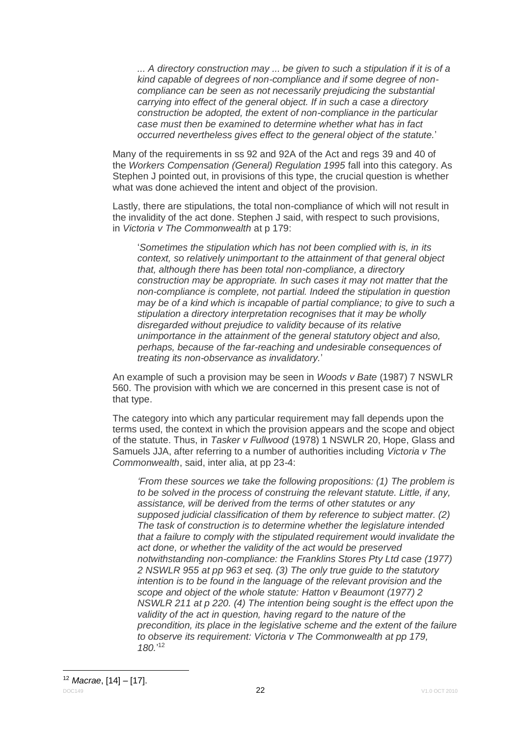> *... A directory construction may ... be given to such a stipulation if it is of a kind capable of degrees of non-compliance and if some degree of non-compliance can be seen as not necessarily prejudicing the substantial carrying into effect of the general object. If in such a case a directory construction be adopted, the extent of non-compliance in the particular case must then be examined to determine whether what has in fact occurred nevertheless gives effect to the general object of the statute.*'

Many of the requirements in ss 92 and 92A of the Act and regs 39 and 40 of the *Workers Compensation (General) Regulation 1995* fall into this category. As Stephen J pointed out, in provisions of this type, the crucial question is whether what was done achieved the intent and object of the provision.

Lastly, there are stipulations, the total non-compliance of which will not result in the invalidity of the act done. Stephen J said, with respect to such provisions, in *Victoria v The Commonwealth* at p 179:

> '*Sometimes the stipulation which has not been complied with is, in its context, so relatively unimportant to the attainment of that general object that, although there has been total non-compliance, a directory construction may be appropriate. In such cases it may not matter that the non-compliance is complete, not partial. Indeed the stipulation in question may be of a kind which is incapable of partial compliance; to give to such a stipulation a directory interpretation recognises that it may be wholly disregarded without prejudice to validity because of its relative unimportance in the attainment of the general statutory object and also, perhaps, because of the far-reaching and undesirable consequences of treating its non-observance as invalidatory.*'

An example of such a provision may be seen in *Woods v Bate* (1987) 7 NSWLR 560. The provision with which we are concerned in this present case is not of that type.

The category into which any particular requirement may fall depends upon the terms used, the context in which the provision appears and the scope and object of the statute. Thus, in *Tasker v Fullwood* (1978) 1 NSWLR 20, Hope, Glass and Samuels JJA, after referring to a number of authorities including *Victoria v The Commonwealth*, said, inter alia, at pp 23-4:

> *'From these sources we take the following propositions: (1) The problem is to be solved in the process of construing the relevant statute. Little, if any, assistance, will be derived from the terms of other statutes or any supposed judicial classification of them by reference to subject matter. (2) The task of construction is to determine whether the legislature intended that a failure to comply with the stipulated requirement would invalidate the act done, or whether the validity of the act would be preserved notwithstanding non-compliance: the Franklins Stores Pty Ltd case (1977) 2 NSWLR 955 at pp 963 et seq. (3) The only true guide to the statutory intention is to be found in the language of the relevant provision and the scope and object of the whole statute: Hatton v Beaumont (1977) 2 NSWLR 211 at p 220. (4) The intention being sought is the effect upon the validity of the act in question, having regard to the nature of the precondition, its place in the legislative scheme and the extent of the failure to observe its requirement: Victoria v The Commonwealth at pp 179, 180.*'[12]

[12] *Macrae*, [14] – [17].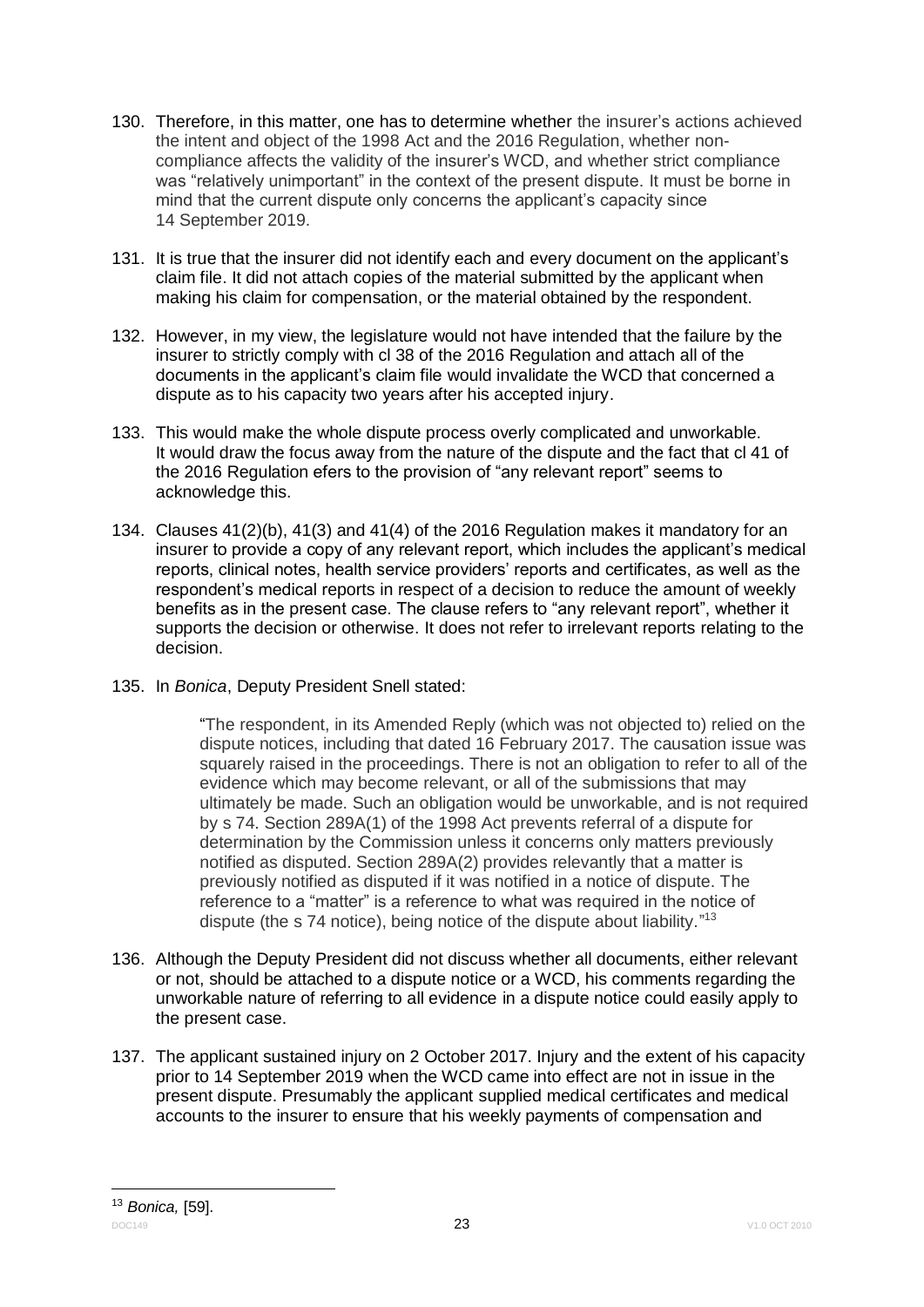130. Therefore, in this matter, one has to determine whether the insurer's actions achieved the intent and object of the 1998 Act and the 2016 Regulation, whether non-compliance affects the validity of the insurer's WCD, and whether strict compliance was "relatively unimportant" in the context of the present dispute. It must be borne in mind that the current dispute only concerns the applicant's capacity since 14 September 2019.

131. It is true that the insurer did not identify each and every document on the applicant's claim file. It did not attach copies of the material submitted by the applicant when making his claim for compensation, or the material obtained by the respondent.

132. However, in my view, the legislature would not have intended that the failure by the insurer to strictly comply with cl 38 of the 2016 Regulation and attach all of the documents in the applicant's claim file would invalidate the WCD that concerned a dispute as to his capacity two years after his accepted injury.

133. This would make the whole dispute process overly complicated and unworkable. It would draw the focus away from the nature of the dispute and the fact that cl 41 of the 2016 Regulation efers to the provision of "any relevant report" seems to acknowledge this.

134. Clauses 41(2)(b), 41(3) and 41(4) of the 2016 Regulation makes it mandatory for an insurer to provide a copy of any relevant report, which includes the applicant's medical reports, clinical notes, health service providers' reports and certificates, as well as the respondent's medical reports in respect of a decision to reduce the amount of weekly benefits as in the present case. The clause refers to "any relevant report", whether it supports the decision or otherwise. It does not refer to irrelevant reports relating to the decision.

135. In *Bonica*, Deputy President Snell stated:

> "The respondent, in its Amended Reply (which was not objected to) relied on the dispute notices, including that dated 16 February 2017. The causation issue was squarely raised in the proceedings. There is not an obligation to refer to all of the evidence which may become relevant, or all of the submissions that may ultimately be made. Such an obligation would be unworkable, and is not required by s 74. Section 289A(1) of the 1998 Act prevents referral of a dispute for determination by the Commission unless it concerns only matters previously notified as disputed. Section 289A(2) provides relevantly that a matter is previously notified as disputed if it was notified in a notice of dispute. The reference to a "matter" is a reference to what was required in the notice of dispute (the s 74 notice), being notice of the dispute about liability."[13]

136. Although the Deputy President did not discuss whether all documents, either relevant or not, should be attached to a dispute notice or a WCD, his comments regarding the unworkable nature of referring to all evidence in a dispute notice could easily apply to the present case.

137. The applicant sustained injury on 2 October 2017. Injury and the extent of his capacity prior to 14 September 2019 when the WCD came into effect are not in issue in the present dispute. Presumably the applicant supplied medical certificates and medical accounts to the insurer to ensure that his weekly payments of compensation and

---

[13] *Bonica,* [59].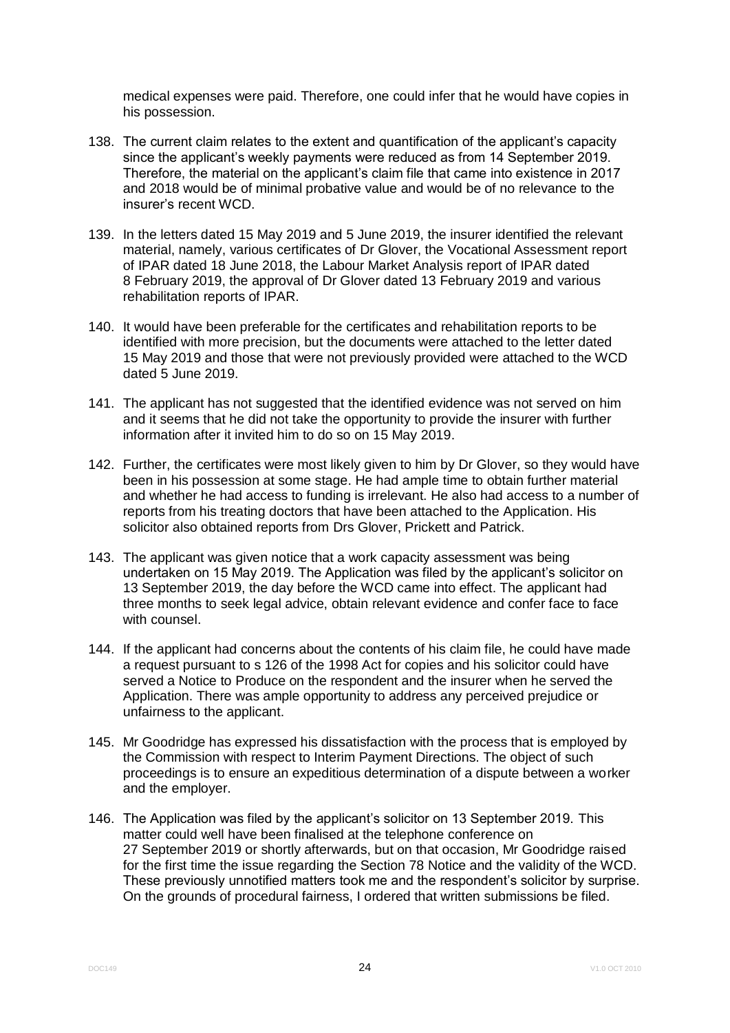medical expenses were paid. Therefore, one could infer that he would have copies in his possession.

138. The current claim relates to the extent and quantification of the applicant's capacity since the applicant's weekly payments were reduced as from 14 September 2019. Therefore, the material on the applicant's claim file that came into existence in 2017 and 2018 would be of minimal probative value and would be of no relevance to the insurer's recent WCD.

139. In the letters dated 15 May 2019 and 5 June 2019, the insurer identified the relevant material, namely, various certificates of Dr Glover, the Vocational Assessment report of IPAR dated 18 June 2018, the Labour Market Analysis report of IPAR dated 8 February 2019, the approval of Dr Glover dated 13 February 2019 and various rehabilitation reports of IPAR.

140. It would have been preferable for the certificates and rehabilitation reports to be identified with more precision, but the documents were attached to the letter dated 15 May 2019 and those that were not previously provided were attached to the WCD dated 5 June 2019.

141. The applicant has not suggested that the identified evidence was not served on him and it seems that he did not take the opportunity to provide the insurer with further information after it invited him to do so on 15 May 2019.

142. Further, the certificates were most likely given to him by Dr Glover, so they would have been in his possession at some stage. He had ample time to obtain further material and whether he had access to funding is irrelevant. He also had access to a number of reports from his treating doctors that have been attached to the Application. His solicitor also obtained reports from Drs Glover, Prickett and Patrick.

143. The applicant was given notice that a work capacity assessment was being undertaken on 15 May 2019. The Application was filed by the applicant's solicitor on 13 September 2019, the day before the WCD came into effect. The applicant had three months to seek legal advice, obtain relevant evidence and confer face to face with counsel.

144. If the applicant had concerns about the contents of his claim file, he could have made a request pursuant to s 126 of the 1998 Act for copies and his solicitor could have served a Notice to Produce on the respondent and the insurer when he served the Application. There was ample opportunity to address any perceived prejudice or unfairness to the applicant.

145. Mr Goodridge has expressed his dissatisfaction with the process that is employed by the Commission with respect to Interim Payment Directions. The object of such proceedings is to ensure an expeditious determination of a dispute between a worker and the employer.

146. The Application was filed by the applicant's solicitor on 13 September 2019. This matter could well have been finalised at the telephone conference on 27 September 2019 or shortly afterwards, but on that occasion, Mr Goodridge raised for the first time the issue regarding the Section 78 Notice and the validity of the WCD. These previously unnotified matters took me and the respondent's solicitor by surprise. On the grounds of procedural fairness, I ordered that written submissions be filed.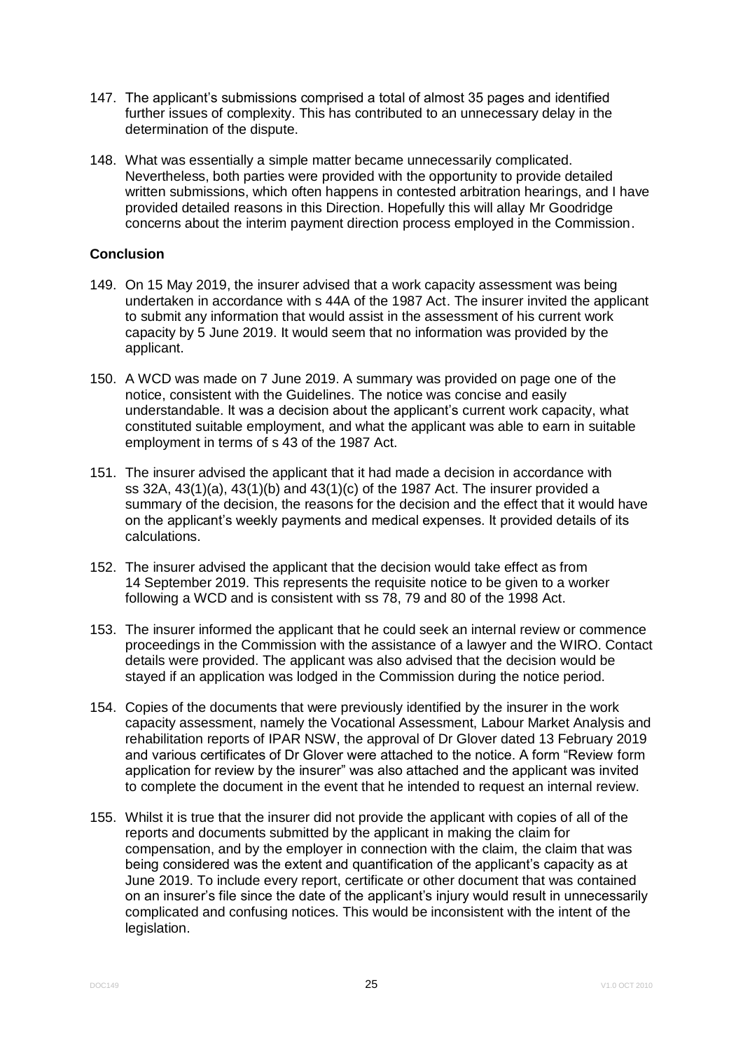147. The applicant's submissions comprised a total of almost 35 pages and identified further issues of complexity. This has contributed to an unnecessary delay in the determination of the dispute.

148. What was essentially a simple matter became unnecessarily complicated. Nevertheless, both parties were provided with the opportunity to provide detailed written submissions, which often happens in contested arbitration hearings, and I have provided detailed reasons in this Direction. Hopefully this will allay Mr Goodridge concerns about the interim payment direction process employed in the Commission.

**Conclusion**

149. On 15 May 2019, the insurer advised that a work capacity assessment was being undertaken in accordance with s 44A of the 1987 Act. The insurer invited the applicant to submit any information that would assist in the assessment of his current work capacity by 5 June 2019. It would seem that no information was provided by the applicant.

150. A WCD was made on 7 June 2019. A summary was provided on page one of the notice, consistent with the Guidelines. The notice was concise and easily understandable. It was a decision about the applicant's current work capacity, what constituted suitable employment, and what the applicant was able to earn in suitable employment in terms of s 43 of the 1987 Act.

151. The insurer advised the applicant that it had made a decision in accordance with ss 32A, 43(1)(a), 43(1)(b) and 43(1)(c) of the 1987 Act. The insurer provided a summary of the decision, the reasons for the decision and the effect that it would have on the applicant's weekly payments and medical expenses. It provided details of its calculations.

152. The insurer advised the applicant that the decision would take effect as from 14 September 2019. This represents the requisite notice to be given to a worker following a WCD and is consistent with ss 78, 79 and 80 of the 1998 Act.

153. The insurer informed the applicant that he could seek an internal review or commence proceedings in the Commission with the assistance of a lawyer and the WIRO. Contact details were provided. The applicant was also advised that the decision would be stayed if an application was lodged in the Commission during the notice period.

154. Copies of the documents that were previously identified by the insurer in the work capacity assessment, namely the Vocational Assessment, Labour Market Analysis and rehabilitation reports of IPAR NSW, the approval of Dr Glover dated 13 February 2019 and various certificates of Dr Glover were attached to the notice. A form "Review form application for review by the insurer" was also attached and the applicant was invited to complete the document in the event that he intended to request an internal review.

155. Whilst it is true that the insurer did not provide the applicant with copies of all of the reports and documents submitted by the applicant in making the claim for compensation, and by the employer in connection with the claim, the claim that was being considered was the extent and quantification of the applicant's capacity as at June 2019. To include every report, certificate or other document that was contained on an insurer's file since the date of the applicant's injury would result in unnecessarily complicated and confusing notices. This would be inconsistent with the intent of the legislation.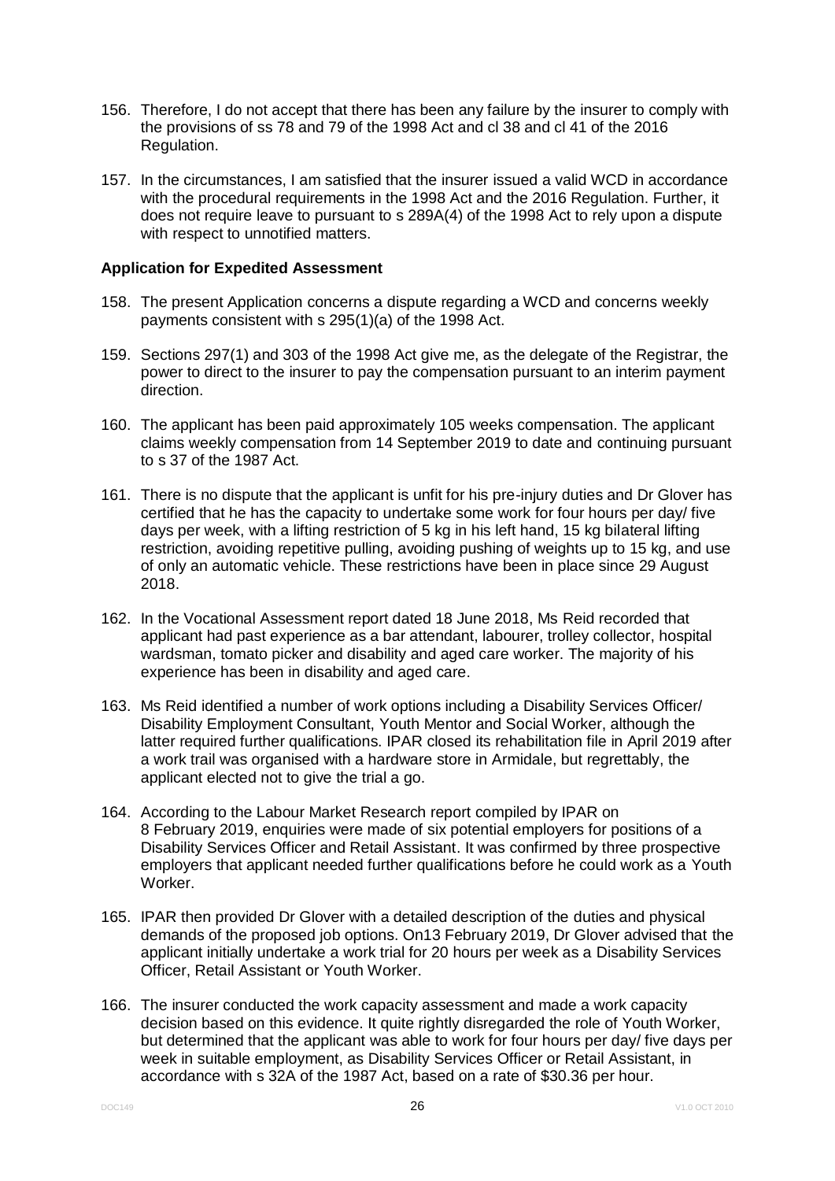156. Therefore, I do not accept that there has been any failure by the insurer to comply with the provisions of ss 78 and 79 of the 1998 Act and cl 38 and cl 41 of the 2016 Regulation.

157. In the circumstances, I am satisfied that the insurer issued a valid WCD in accordance with the procedural requirements in the 1998 Act and the 2016 Regulation. Further, it does not require leave to pursuant to s 289A(4) of the 1998 Act to rely upon a dispute with respect to unnotified matters.

**Application for Expedited Assessment**

158. The present Application concerns a dispute regarding a WCD and concerns weekly payments consistent with s 295(1)(a) of the 1998 Act.

159. Sections 297(1) and 303 of the 1998 Act give me, as the delegate of the Registrar, the power to direct to the insurer to pay the compensation pursuant to an interim payment direction.

160. The applicant has been paid approximately 105 weeks compensation. The applicant claims weekly compensation from 14 September 2019 to date and continuing pursuant to s 37 of the 1987 Act.

161. There is no dispute that the applicant is unfit for his pre-injury duties and Dr Glover has certified that he has the capacity to undertake some work for four hours per day/ five days per week, with a lifting restriction of 5 kg in his left hand, 15 kg bilateral lifting restriction, avoiding repetitive pulling, avoiding pushing of weights up to 15 kg, and use of only an automatic vehicle. These restrictions have been in place since 29 August 2018.

162. In the Vocational Assessment report dated 18 June 2018, Ms Reid recorded that applicant had past experience as a bar attendant, labourer, trolley collector, hospital wardsman, tomato picker and disability and aged care worker. The majority of his experience has been in disability and aged care.

163. Ms Reid identified a number of work options including a Disability Services Officer/ Disability Employment Consultant, Youth Mentor and Social Worker, although the latter required further qualifications. IPAR closed its rehabilitation file in April 2019 after a work trail was organised with a hardware store in Armidale, but regrettably, the applicant elected not to give the trial a go.

164. According to the Labour Market Research report compiled by IPAR on 8 February 2019, enquiries were made of six potential employers for positions of a Disability Services Officer and Retail Assistant. It was confirmed by three prospective employers that applicant needed further qualifications before he could work as a Youth Worker.

165. IPAR then provided Dr Glover with a detailed description of the duties and physical demands of the proposed job options. On13 February 2019, Dr Glover advised that the applicant initially undertake a work trial for 20 hours per week as a Disability Services Officer, Retail Assistant or Youth Worker.

166. The insurer conducted the work capacity assessment and made a work capacity decision based on this evidence. It quite rightly disregarded the role of Youth Worker, but determined that the applicant was able to work for four hours per day/ five days per week in suitable employment, as Disability Services Officer or Retail Assistant, in accordance with s 32A of the 1987 Act, based on a rate of $30.36 per hour.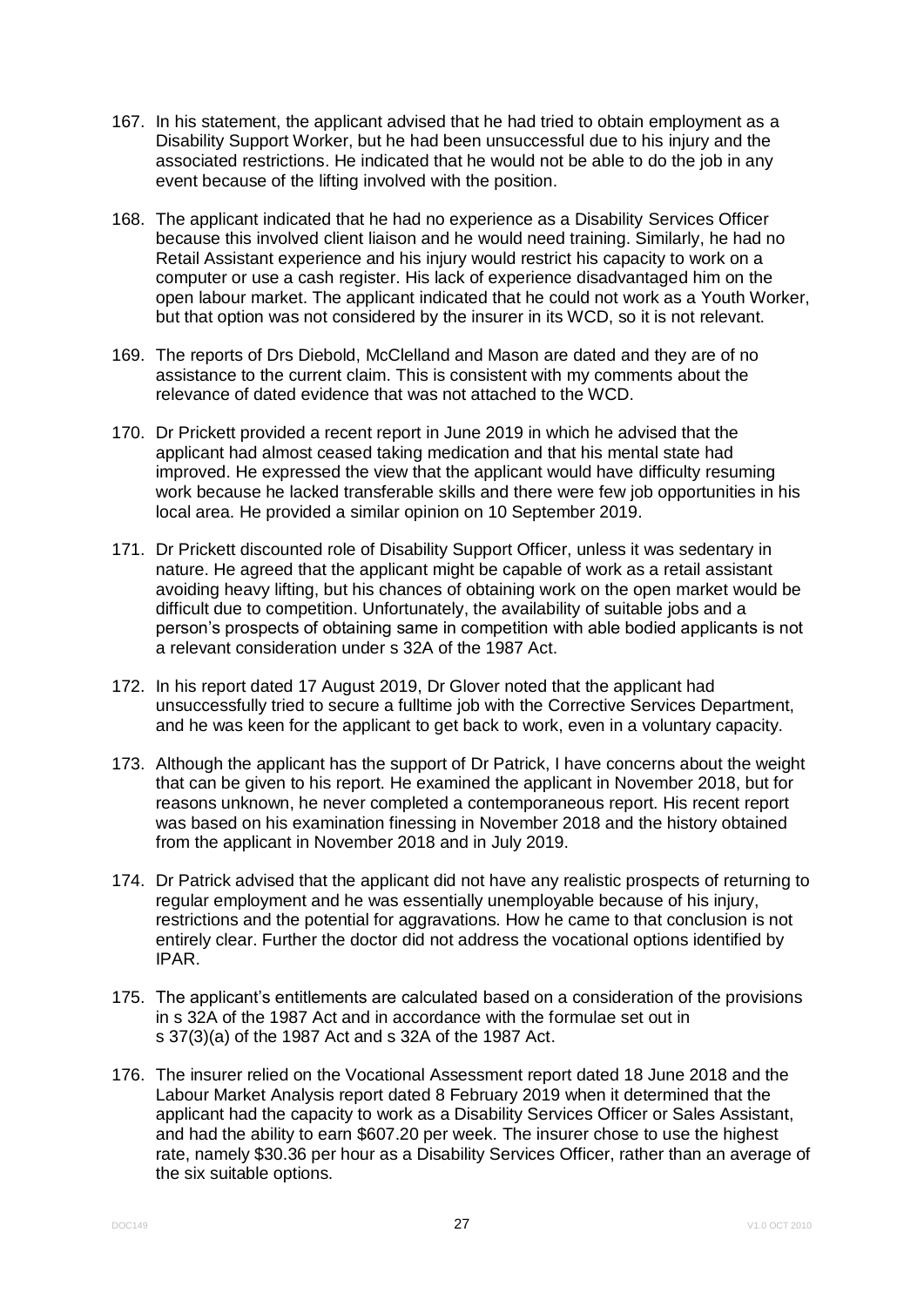167. In his statement, the applicant advised that he had tried to obtain employment as a Disability Support Worker, but he had been unsuccessful due to his injury and the associated restrictions. He indicated that he would not be able to do the job in any event because of the lifting involved with the position.

168. The applicant indicated that he had no experience as a Disability Services Officer because this involved client liaison and he would need training. Similarly, he had no Retail Assistant experience and his injury would restrict his capacity to work on a computer or use a cash register. His lack of experience disadvantaged him on the open labour market. The applicant indicated that he could not work as a Youth Worker, but that option was not considered by the insurer in its WCD, so it is not relevant.

169. The reports of Drs Diebold, McClelland and Mason are dated and they are of no assistance to the current claim. This is consistent with my comments about the relevance of dated evidence that was not attached to the WCD.

170. Dr Prickett provided a recent report in June 2019 in which he advised that the applicant had almost ceased taking medication and that his mental state had improved. He expressed the view that the applicant would have difficulty resuming work because he lacked transferable skills and there were few job opportunities in his local area. He provided a similar opinion on 10 September 2019.

171. Dr Prickett discounted role of Disability Support Officer, unless it was sedentary in nature. He agreed that the applicant might be capable of work as a retail assistant avoiding heavy lifting, but his chances of obtaining work on the open market would be difficult due to competition. Unfortunately, the availability of suitable jobs and a person's prospects of obtaining same in competition with able bodied applicants is not a relevant consideration under s 32A of the 1987 Act.

172. In his report dated 17 August 2019, Dr Glover noted that the applicant had unsuccessfully tried to secure a fulltime job with the Corrective Services Department, and he was keen for the applicant to get back to work, even in a voluntary capacity.

173. Although the applicant has the support of Dr Patrick, I have concerns about the weight that can be given to his report. He examined the applicant in November 2018, but for reasons unknown, he never completed a contemporaneous report. His recent report was based on his examination finessing in November 2018 and the history obtained from the applicant in November 2018 and in July 2019.

174. Dr Patrick advised that the applicant did not have any realistic prospects of returning to regular employment and he was essentially unemployable because of his injury, restrictions and the potential for aggravations. How he came to that conclusion is not entirely clear. Further the doctor did not address the vocational options identified by IPAR.

175. The applicant's entitlements are calculated based on a consideration of the provisions in s 32A of the 1987 Act and in accordance with the formulae set out in s 37(3)(a) of the 1987 Act and s 32A of the 1987 Act.

176. The insurer relied on the Vocational Assessment report dated 18 June 2018 and the Labour Market Analysis report dated 8 February 2019 when it determined that the applicant had the capacity to work as a Disability Services Officer or Sales Assistant, and had the ability to earn $607.20 per week. The insurer chose to use the highest rate, namely $30.36 per hour as a Disability Services Officer, rather than an average of the six suitable options.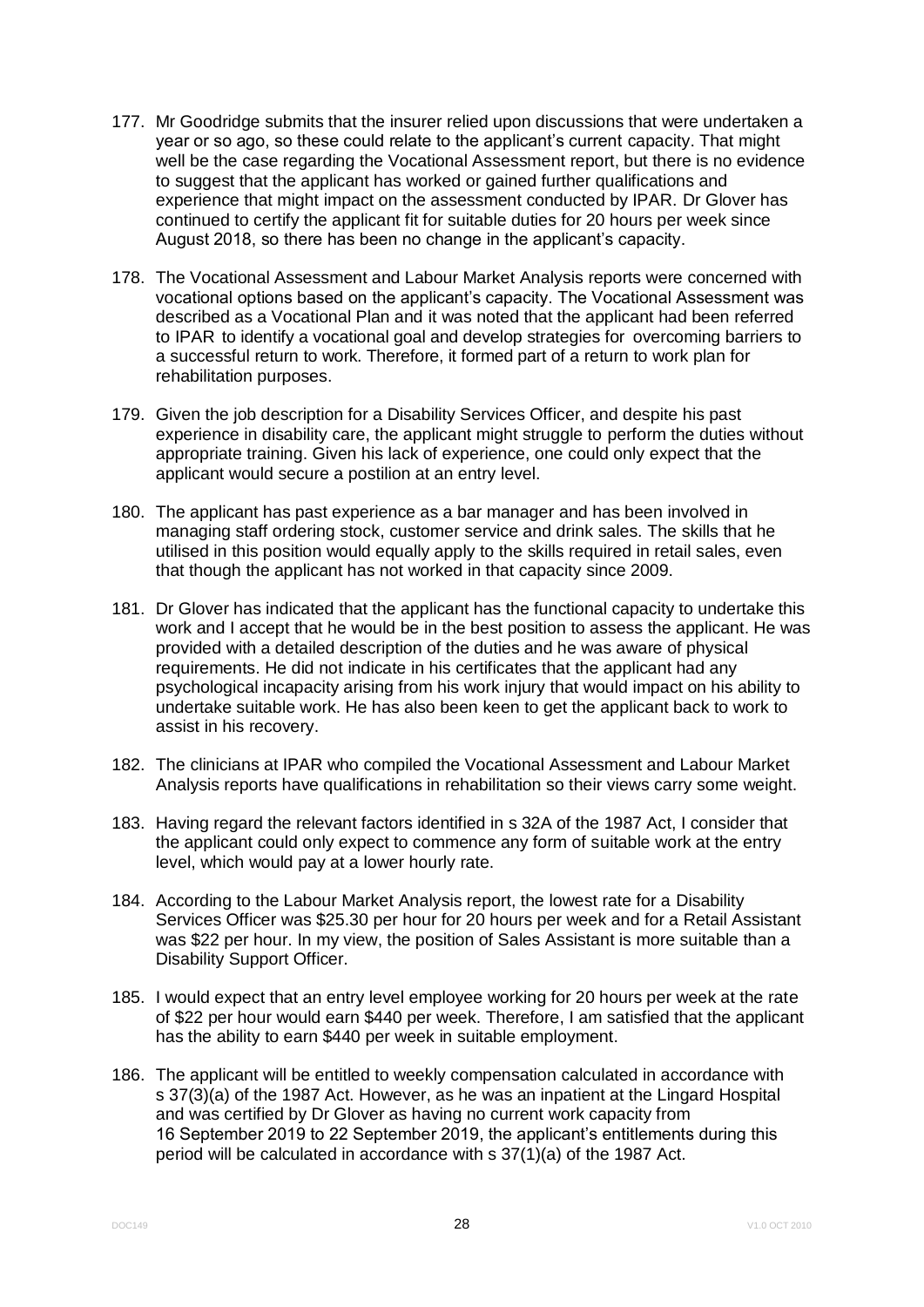177. Mr Goodridge submits that the insurer relied upon discussions that were undertaken a year or so ago, so these could relate to the applicant's current capacity. That might well be the case regarding the Vocational Assessment report, but there is no evidence to suggest that the applicant has worked or gained further qualifications and experience that might impact on the assessment conducted by IPAR. Dr Glover has continued to certify the applicant fit for suitable duties for 20 hours per week since August 2018, so there has been no change in the applicant's capacity.

178. The Vocational Assessment and Labour Market Analysis reports were concerned with vocational options based on the applicant's capacity. The Vocational Assessment was described as a Vocational Plan and it was noted that the applicant had been referred to IPAR to identify a vocational goal and develop strategies for overcoming barriers to a successful return to work. Therefore, it formed part of a return to work plan for rehabilitation purposes.

179. Given the job description for a Disability Services Officer, and despite his past experience in disability care, the applicant might struggle to perform the duties without appropriate training. Given his lack of experience, one could only expect that the applicant would secure a postilion at an entry level.

180. The applicant has past experience as a bar manager and has been involved in managing staff ordering stock, customer service and drink sales. The skills that he utilised in this position would equally apply to the skills required in retail sales, even that though the applicant has not worked in that capacity since 2009.

181. Dr Glover has indicated that the applicant has the functional capacity to undertake this work and I accept that he would be in the best position to assess the applicant. He was provided with a detailed description of the duties and he was aware of physical requirements. He did not indicate in his certificates that the applicant had any psychological incapacity arising from his work injury that would impact on his ability to undertake suitable work. He has also been keen to get the applicant back to work to assist in his recovery.

182. The clinicians at IPAR who compiled the Vocational Assessment and Labour Market Analysis reports have qualifications in rehabilitation so their views carry some weight.

183. Having regard the relevant factors identified in s 32A of the 1987 Act, I consider that the applicant could only expect to commence any form of suitable work at the entry level, which would pay at a lower hourly rate.

184. According to the Labour Market Analysis report, the lowest rate for a Disability Services Officer was $25.30 per hour for 20 hours per week and for a Retail Assistant was $22 per hour. In my view, the position of Sales Assistant is more suitable than a Disability Support Officer.

185. I would expect that an entry level employee working for 20 hours per week at the rate of $22 per hour would earn $440 per week. Therefore, I am satisfied that the applicant has the ability to earn $440 per week in suitable employment.

186. The applicant will be entitled to weekly compensation calculated in accordance with s 37(3)(a) of the 1987 Act. However, as he was an inpatient at the Lingard Hospital and was certified by Dr Glover as having no current work capacity from 16 September 2019 to 22 September 2019, the applicant's entitlements during this period will be calculated in accordance with s 37(1)(a) of the 1987 Act.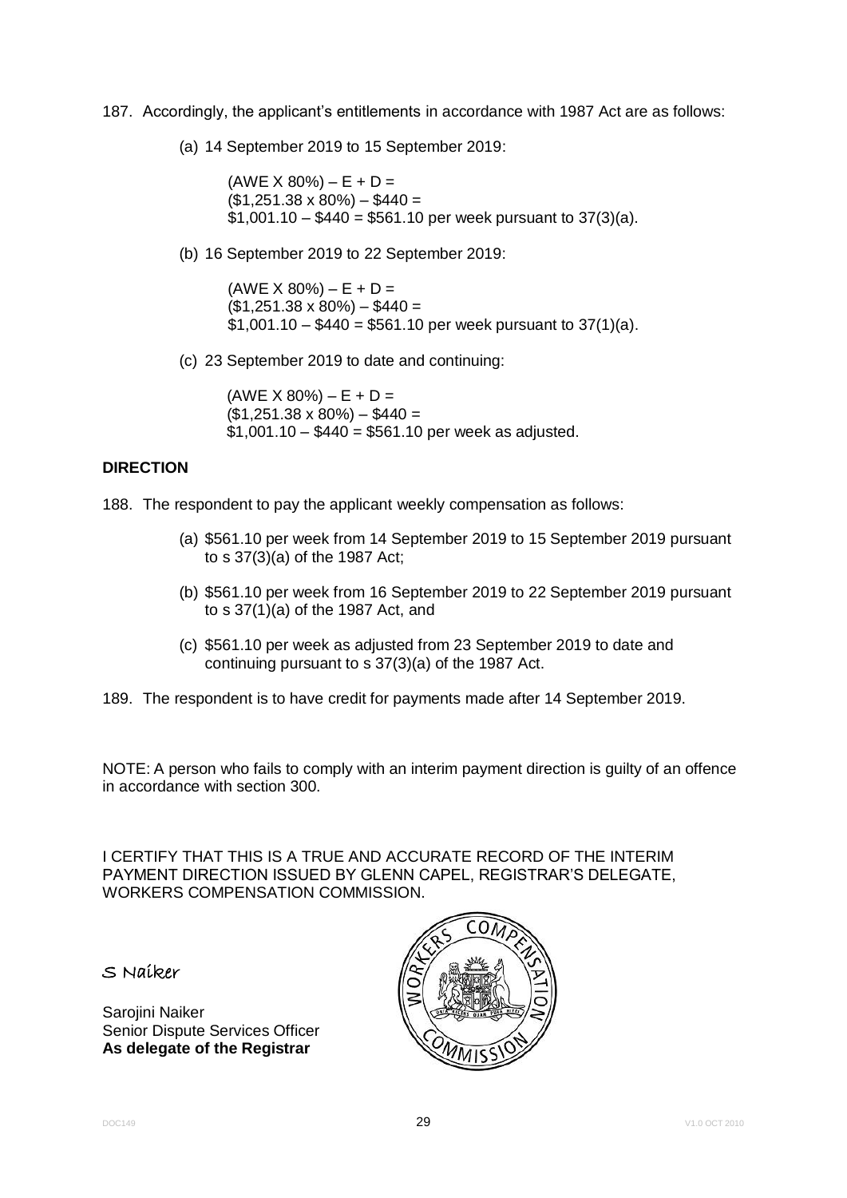187. Accordingly, the applicant's entitlements in accordance with 1987 Act are as follows:

(a) 14 September 2019 to 15 September 2019:

(AWE X 80%) – E + D =
($1,251.38 x 80%) – $440 =
$1,001.10 – $440 = $561.10 per week pursuant to 37(3)(a).

(b) 16 September 2019 to 22 September 2019:

(AWE X 80%) – E + D =
($1,251.38 x 80%) – $440 =
$1,001.10 – $440 = $561.10 per week pursuant to 37(1)(a).

(c) 23 September 2019 to date and continuing:

(AWE X 80%) – E + D =
($1,251.38 x 80%) – $440 =
$1,001.10 – $440 = $561.10 per week as adjusted.

**DIRECTION**

188. The respondent to pay the applicant weekly compensation as follows:

(a) $561.10 per week from 14 September 2019 to 15 September 2019 pursuant to s 37(3)(a) of the 1987 Act;

(b) $561.10 per week from 16 September 2019 to 22 September 2019 pursuant to s 37(1)(a) of the 1987 Act, and

(c) $561.10 per week as adjusted from 23 September 2019 to date and continuing pursuant to s 37(3)(a) of the 1987 Act.

189. The respondent is to have credit for payments made after 14 September 2019.

NOTE: A person who fails to comply with an interim payment direction is guilty of an offence in accordance with section 300.

I CERTIFY THAT THIS IS A TRUE AND ACCURATE RECORD OF THE INTERIM PAYMENT DIRECTION ISSUED BY GLENN CAPEL, REGISTRAR'S DELEGATE, WORKERS COMPENSATION COMMISSION.

S Naiker

Sarojini Naiker
Senior Dispute Services Officer
**As delegate of the Registrar**